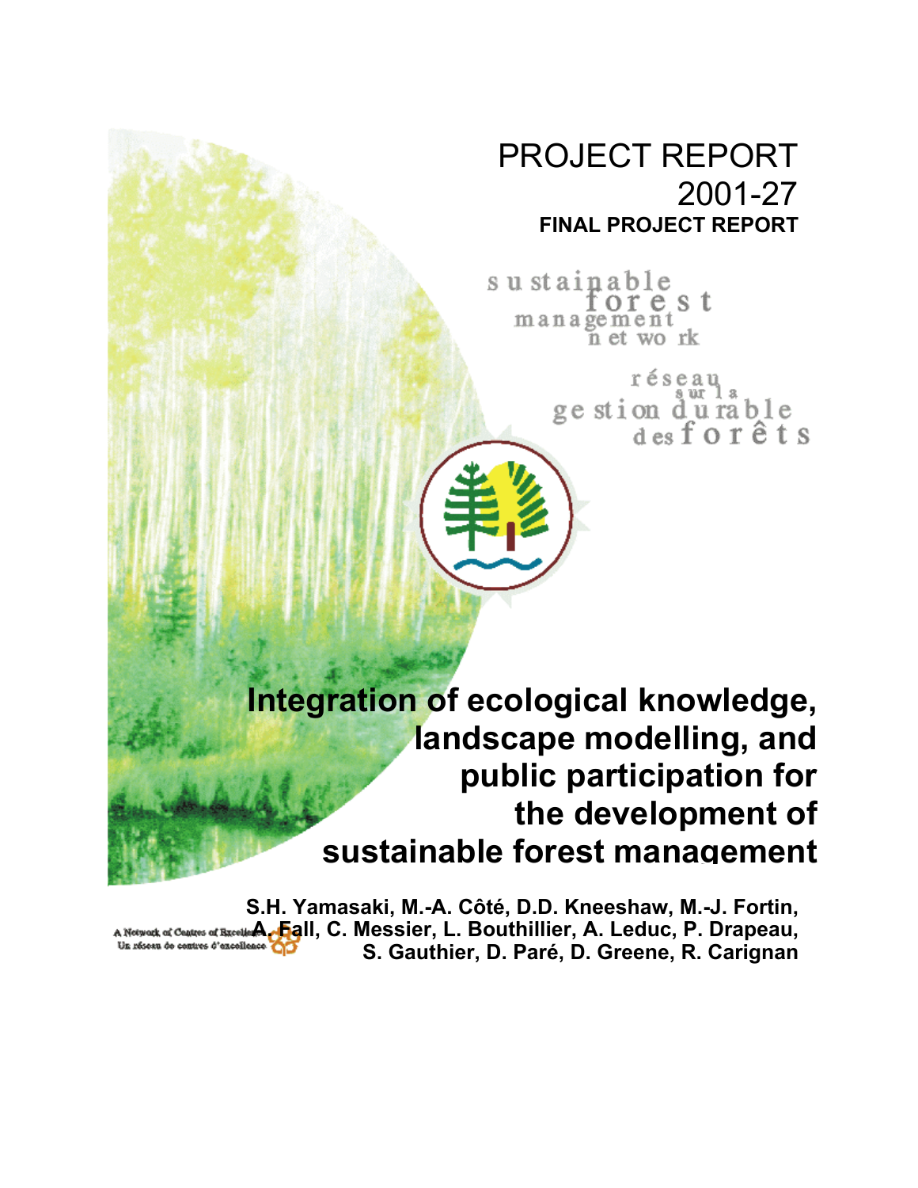# PROJECT REPORT 2001-27

**FINAL PROJECT REPORT**

sustainable forest management network

réseau sur la gestion durable des forêts

# Integration of ecological knowledge, landscape modelling, and public participation for the development of sustainable forest management

**S.H. Yamasaki, M.-A. Côté, D.D. Kneeshaw, M.-J. Fortin, A. Fall, C. Messier, L. Bouthillier, A. Leduc, P. Drapeau, S. Gauthier, D. Paré, D. Greene, R. Carignan**

A Network of Centres of Excellence
Un réseau de centres d'excellence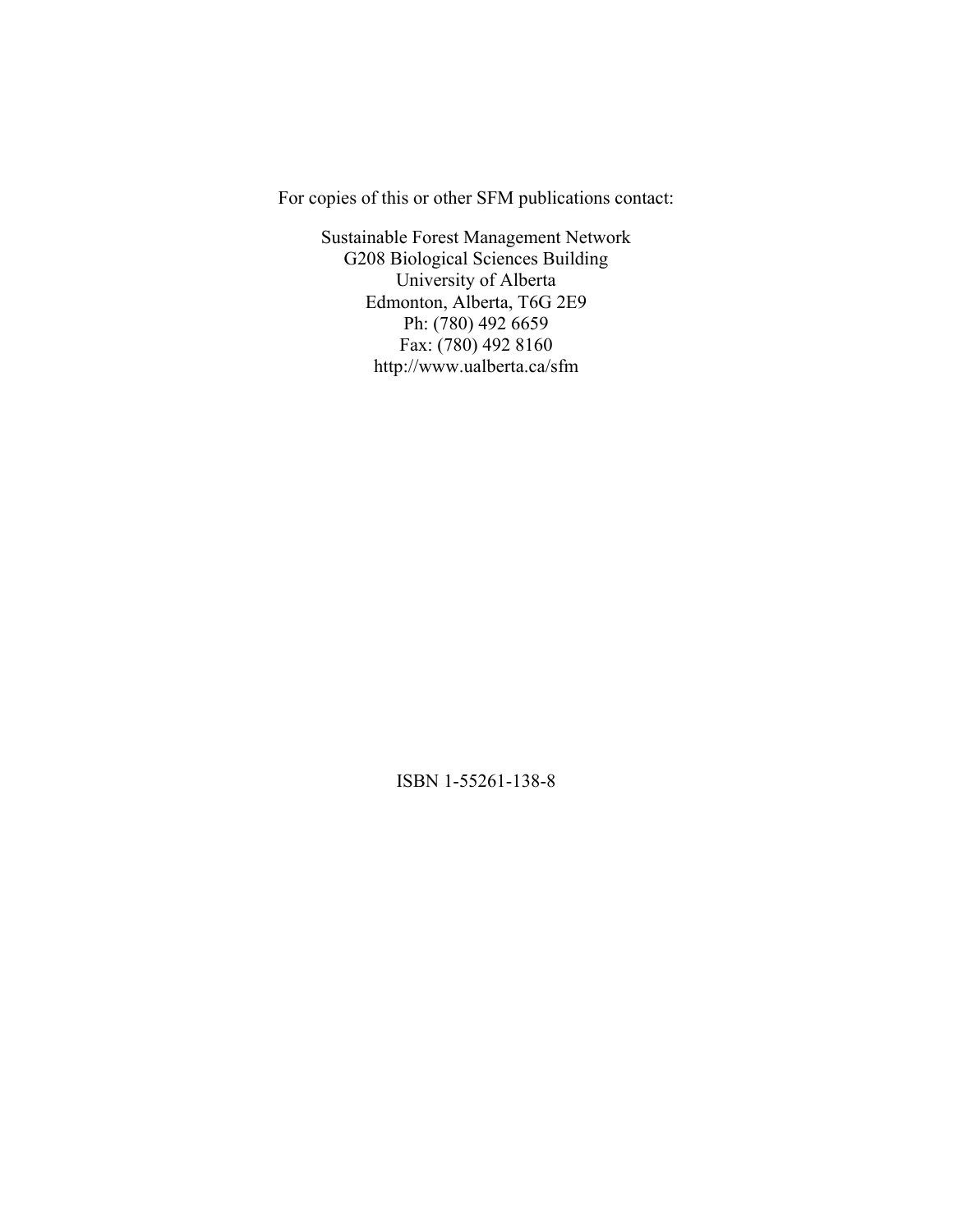For copies of this or other SFM publications contact:

Sustainable Forest Management Network  
G208 Biological Sciences Building  
University of Alberta  
Edmonton, Alberta, T6G 2E9  
Ph: (780) 492 6659  
Fax: (780) 492 8160  
http://www.ualberta.ca/sfm

ISBN 1-55261-138-8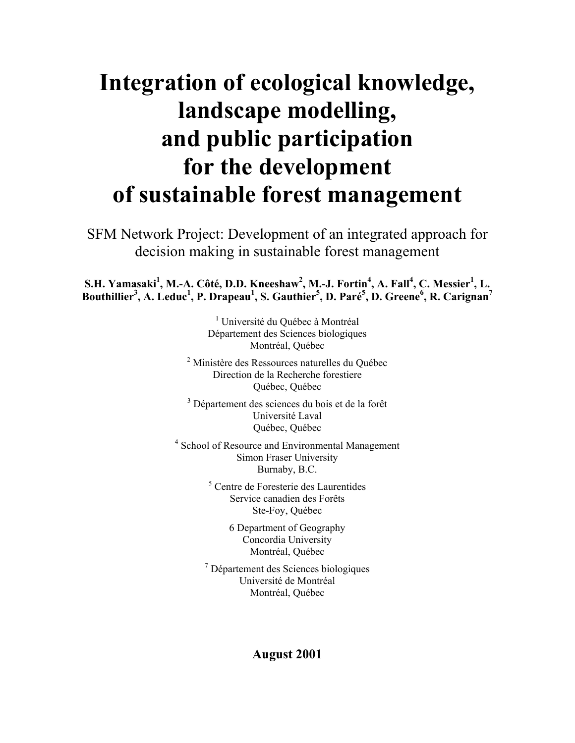# Integration of ecological knowledge, landscape modelling, and public participation for the development of sustainable forest management

SFM Network Project: Development of an integrated approach for decision making in sustainable forest management

**S.H. Yamasaki[1], M.-A. Côté, D.D. Kneeshaw[2], M.-J. Fortin[4], A. Fall[4], C. Messier[1], L. Bouthillier[3], A. Leduc[1], P. Drapeau[1], S. Gauthier[5], D. Paré[5], D. Greene[6], R. Carignan[7]**

[1] Université du Québec à Montréal
Département des Sciences biologiques
Montréal, Québec

[2] Ministère des Ressources naturelles du Québec
Direction de la Recherche forestiere
Québec, Québec

[3] Département des sciences du bois et de la forêt
Université Laval
Québec, Québec

[4] School of Resource and Environmental Management
Simon Fraser University
Burnaby, B.C.

[5] Centre de Foresterie des Laurentides
Service canadien des Forêts
Ste-Foy, Québec

6 Department of Geography
Concordia University
Montréal, Québec

[7] Département des Sciences biologiques
Université de Montréal
Montréal, Québec

**August 2001**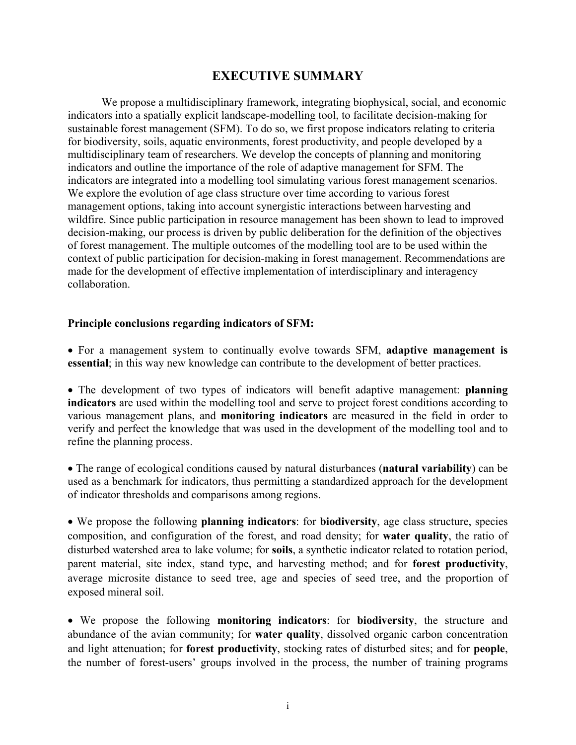# EXECUTIVE SUMMARY

We propose a multidisciplinary framework, integrating biophysical, social, and economic indicators into a spatially explicit landscape-modelling tool, to facilitate decision-making for sustainable forest management (SFM). To do so, we first propose indicators relating to criteria for biodiversity, soils, aquatic environments, forest productivity, and people developed by a multidisciplinary team of researchers. We develop the concepts of planning and monitoring indicators and outline the importance of the role of adaptive management for SFM. The indicators are integrated into a modelling tool simulating various forest management scenarios. We explore the evolution of age class structure over time according to various forest management options, taking into account synergistic interactions between harvesting and wildfire. Since public participation in resource management has been shown to lead to improved decision-making, our process is driven by public deliberation for the definition of the objectives of forest management. The multiple outcomes of the modelling tool are to be used within the context of public participation for decision-making in forest management. Recommendations are made for the development of effective implementation of interdisciplinary and interagency collaboration.

**Principle conclusions regarding indicators of SFM:**

- For a management system to continually evolve towards SFM, **adaptive management is essential**; in this way new knowledge can contribute to the development of better practices.

- The development of two types of indicators will benefit adaptive management: **planning indicators** are used within the modelling tool and serve to project forest conditions according to various management plans, and **monitoring indicators** are measured in the field in order to verify and perfect the knowledge that was used in the development of the modelling tool and to refine the planning process.

- The range of ecological conditions caused by natural disturbances (**natural variability**) can be used as a benchmark for indicators, thus permitting a standardized approach for the development of indicator thresholds and comparisons among regions.

- We propose the following **planning indicators**: for **biodiversity**, age class structure, species composition, and configuration of the forest, and road density; for **water quality**, the ratio of disturbed watershed area to lake volume; for **soils**, a synthetic indicator related to rotation period, parent material, site index, stand type, and harvesting method; and for **forest productivity**, average microsite distance to seed tree, age and species of seed tree, and the proportion of exposed mineral soil.

- We propose the following **monitoring indicators**: for **biodiversity**, the structure and abundance of the avian community; for **water quality**, dissolved organic carbon concentration and light attenuation; for **forest productivity**, stocking rates of disturbed sites; and for **people**, the number of forest-users' groups involved in the process, the number of training programs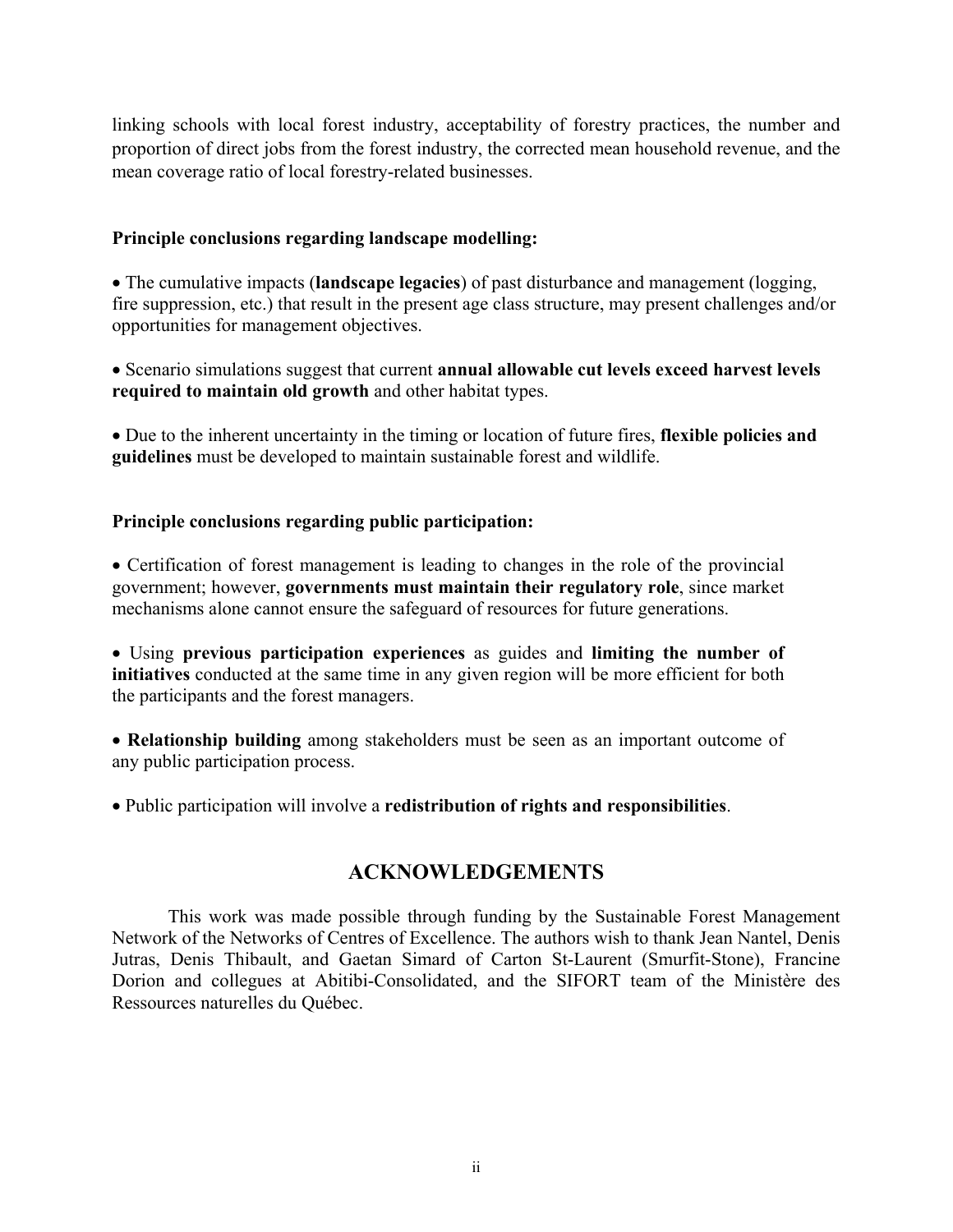linking schools with local forest industry, acceptability of forestry practices, the number and proportion of direct jobs from the forest industry, the corrected mean household revenue, and the mean coverage ratio of local forestry-related businesses.

**Principle conclusions regarding landscape modelling:**

• The cumulative impacts (**landscape legacies**) of past disturbance and management (logging, fire suppression, etc.) that result in the present age class structure, may present challenges and/or opportunities for management objectives.

• Scenario simulations suggest that current **annual allowable cut levels exceed harvest levels required to maintain old growth** and other habitat types.

• Due to the inherent uncertainty in the timing or location of future fires, **flexible policies and guidelines** must be developed to maintain sustainable forest and wildlife.

**Principle conclusions regarding public participation:**

• Certification of forest management is leading to changes in the role of the provincial government; however, **governments must maintain their regulatory role**, since market mechanisms alone cannot ensure the safeguard of resources for future generations.

• Using **previous participation experiences** as guides and **limiting the number of initiatives** conducted at the same time in any given region will be more efficient for both the participants and the forest managers.

• **Relationship building** among stakeholders must be seen as an important outcome of any public participation process.

• Public participation will involve a **redistribution of rights and responsibilities**.

## ACKNOWLEDGEMENTS

This work was made possible through funding by the Sustainable Forest Management Network of the Networks of Centres of Excellence. The authors wish to thank Jean Nantel, Denis Jutras, Denis Thibault, and Gaetan Simard of Carton St-Laurent (Smurfit-Stone), Francine Dorion and collegues at Abitibi-Consolidated, and the SIFORT team of the Ministère des Ressources naturelles du Québec.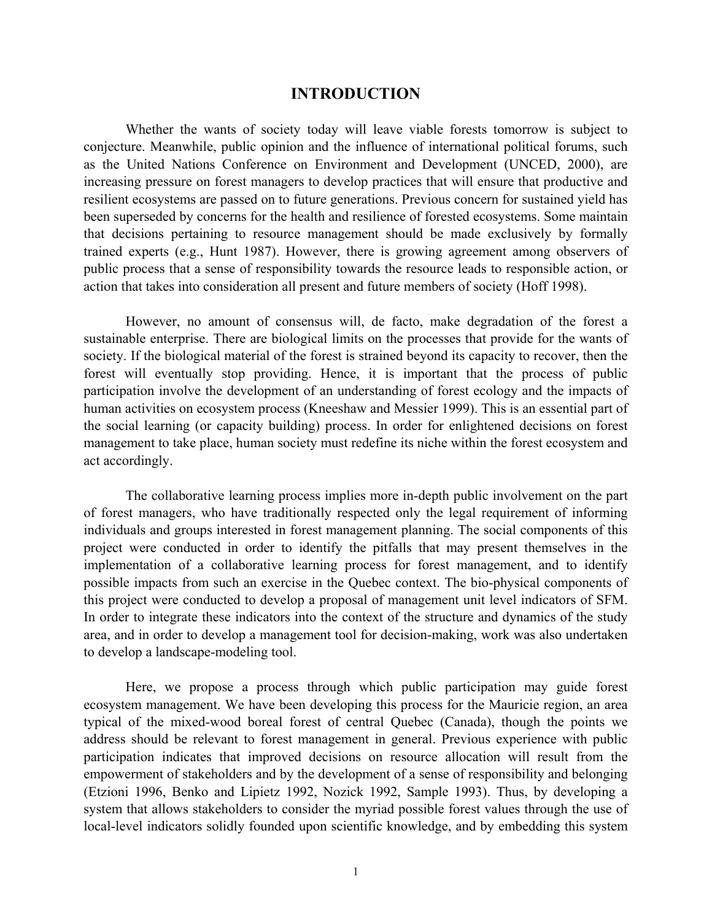# INTRODUCTION

Whether the wants of society today will leave viable forests tomorrow is subject to conjecture. Meanwhile, public opinion and the influence of international political forums, such as the United Nations Conference on Environment and Development (UNCED, 2000), are increasing pressure on forest managers to develop practices that will ensure that productive and resilient ecosystems are passed on to future generations. Previous concern for sustained yield has been superseded by concerns for the health and resilience of forested ecosystems. Some maintain that decisions pertaining to resource management should be made exclusively by formally trained experts (e.g., Hunt 1987). However, there is growing agreement among observers of public process that a sense of responsibility towards the resource leads to responsible action, or action that takes into consideration all present and future members of society (Hoff 1998).

However, no amount of consensus will, de facto, make degradation of the forest a sustainable enterprise. There are biological limits on the processes that provide for the wants of society. If the biological material of the forest is strained beyond its capacity to recover, then the forest will eventually stop providing. Hence, it is important that the process of public participation involve the development of an understanding of forest ecology and the impacts of human activities on ecosystem process (Kneeshaw and Messier 1999). This is an essential part of the social learning (or capacity building) process. In order for enlightened decisions on forest management to take place, human society must redefine its niche within the forest ecosystem and act accordingly.

The collaborative learning process implies more in-depth public involvement on the part of forest managers, who have traditionally respected only the legal requirement of informing individuals and groups interested in forest management planning. The social components of this project were conducted in order to identify the pitfalls that may present themselves in the implementation of a collaborative learning process for forest management, and to identify possible impacts from such an exercise in the Quebec context. The bio-physical components of this project were conducted to develop a proposal of management unit level indicators of SFM. In order to integrate these indicators into the context of the structure and dynamics of the study area, and in order to develop a management tool for decision-making, work was also undertaken to develop a landscape-modeling tool.

Here, we propose a process through which public participation may guide forest ecosystem management. We have been developing this process for the Mauricie region, an area typical of the mixed-wood boreal forest of central Quebec (Canada), though the points we address should be relevant to forest management in general. Previous experience with public participation indicates that improved decisions on resource allocation will result from the empowerment of stakeholders and by the development of a sense of responsibility and belonging (Etzioni 1996, Benko and Lipietz 1992, Nozick 1992, Sample 1993). Thus, by developing a system that allows stakeholders to consider the myriad possible forest values through the use of local-level indicators solidly founded upon scientific knowledge, and by embedding this system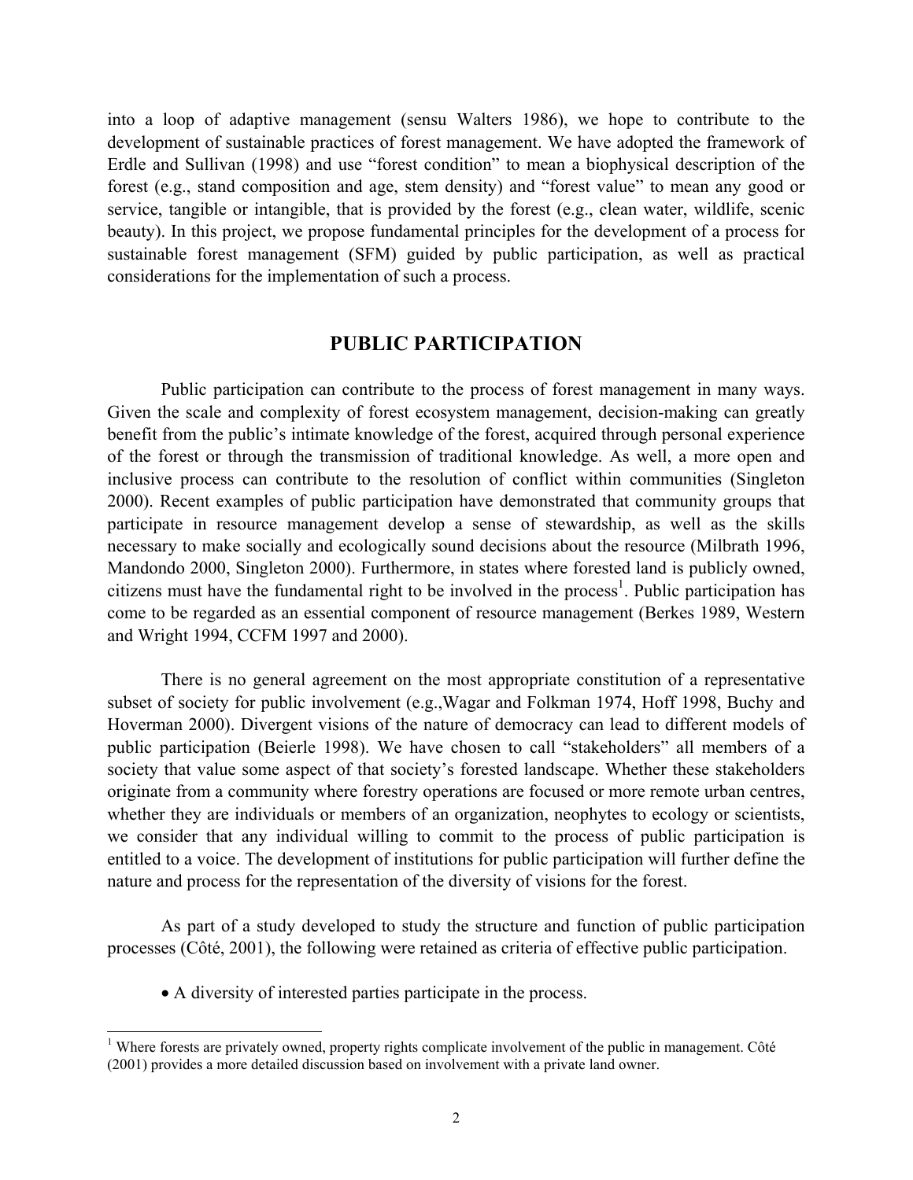into a loop of adaptive management (sensu Walters 1986), we hope to contribute to the development of sustainable practices of forest management. We have adopted the framework of Erdle and Sullivan (1998) and use “forest condition” to mean a biophysical description of the forest (e.g., stand composition and age, stem density) and “forest value” to mean any good or service, tangible or intangible, that is provided by the forest (e.g., clean water, wildlife, scenic beauty). In this project, we propose fundamental principles for the development of a process for sustainable forest management (SFM) guided by public participation, as well as practical considerations for the implementation of such a process.

## PUBLIC PARTICIPATION

Public participation can contribute to the process of forest management in many ways. Given the scale and complexity of forest ecosystem management, decision-making can greatly benefit from the public’s intimate knowledge of the forest, acquired through personal experience of the forest or through the transmission of traditional knowledge. As well, a more open and inclusive process can contribute to the resolution of conflict within communities (Singleton 2000). Recent examples of public participation have demonstrated that community groups that participate in resource management develop a sense of stewardship, as well as the skills necessary to make socially and ecologically sound decisions about the resource (Milbrath 1996, Mandondo 2000, Singleton 2000). Furthermore, in states where forested land is publicly owned, citizens must have the fundamental right to be involved in the process[1]. Public participation has come to be regarded as an essential component of resource management (Berkes 1989, Western and Wright 1994, CCFM 1997 and 2000).

There is no general agreement on the most appropriate constitution of a representative subset of society for public involvement (e.g.,Wagar and Folkman 1974, Hoff 1998, Buchy and Hoverman 2000). Divergent visions of the nature of democracy can lead to different models of public participation (Beierle 1998). We have chosen to call “stakeholders” all members of a society that value some aspect of that society’s forested landscape. Whether these stakeholders originate from a community where forestry operations are focused or more remote urban centres, whether they are individuals or members of an organization, neophytes to ecology or scientists, we consider that any individual willing to commit to the process of public participation is entitled to a voice. The development of institutions for public participation will further define the nature and process for the representation of the diversity of visions for the forest.

As part of a study developed to study the structure and function of public participation processes (Côté, 2001), the following were retained as criteria of effective public participation.

- A diversity of interested parties participate in the process.

---

[1] Where forests are privately owned, property rights complicate involvement of the public in management. Côté (2001) provides a more detailed discussion based on involvement with a private land owner.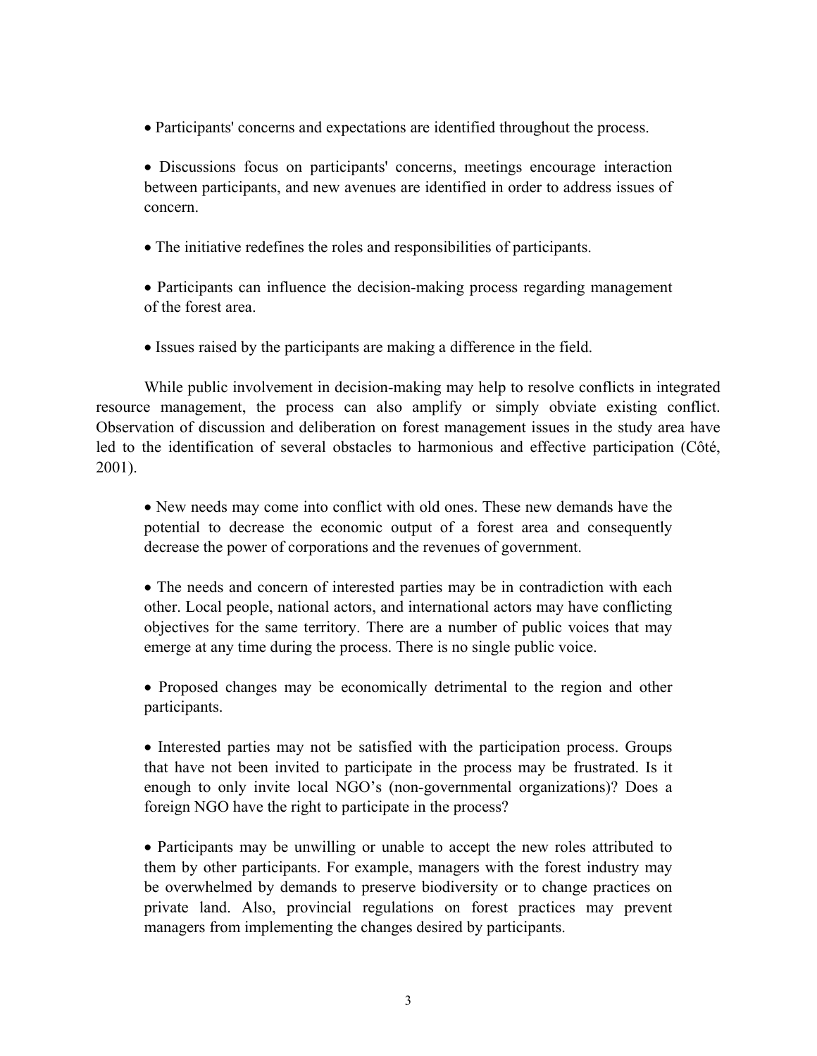- Participants' concerns and expectations are identified throughout the process.

- Discussions focus on participants' concerns, meetings encourage interaction between participants, and new avenues are identified in order to address issues of concern.

- The initiative redefines the roles and responsibilities of participants.

- Participants can influence the decision-making process regarding management of the forest area.

- Issues raised by the participants are making a difference in the field.

While public involvement in decision-making may help to resolve conflicts in integrated resource management, the process can also amplify or simply obviate existing conflict. Observation of discussion and deliberation on forest management issues in the study area have led to the identification of several obstacles to harmonious and effective participation (Côté, 2001).

- New needs may come into conflict with old ones. These new demands have the potential to decrease the economic output of a forest area and consequently decrease the power of corporations and the revenues of government.

- The needs and concern of interested parties may be in contradiction with each other. Local people, national actors, and international actors may have conflicting objectives for the same territory. There are a number of public voices that may emerge at any time during the process. There is no single public voice.

- Proposed changes may be economically detrimental to the region and other participants.

- Interested parties may not be satisfied with the participation process. Groups that have not been invited to participate in the process may be frustrated. Is it enough to only invite local NGO's (non-governmental organizations)? Does a foreign NGO have the right to participate in the process?

- Participants may be unwilling or unable to accept the new roles attributed to them by other participants. For example, managers with the forest industry may be overwhelmed by demands to preserve biodiversity or to change practices on private land. Also, provincial regulations on forest practices may prevent managers from implementing the changes desired by participants.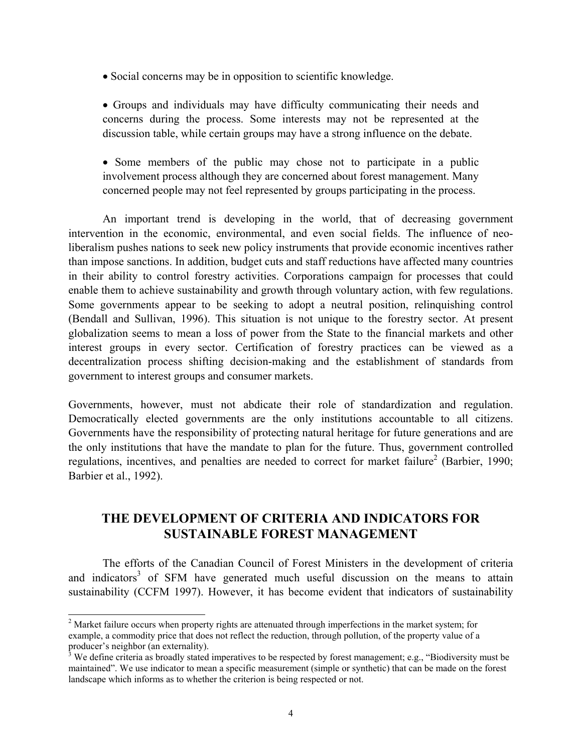- Social concerns may be in opposition to scientific knowledge.

- Groups and individuals may have difficulty communicating their needs and concerns during the process. Some interests may not be represented at the discussion table, while certain groups may have a strong influence on the debate.

- Some members of the public may chose not to participate in a public involvement process although they are concerned about forest management. Many concerned people may not feel represented by groups participating in the process.

An important trend is developing in the world, that of decreasing government intervention in the economic, environmental, and even social fields. The influence of neo-liberalism pushes nations to seek new policy instruments that provide economic incentives rather than impose sanctions. In addition, budget cuts and staff reductions have affected many countries in their ability to control forestry activities. Corporations campaign for processes that could enable them to achieve sustainability and growth through voluntary action, with few regulations. Some governments appear to be seeking to adopt a neutral position, relinquishing control (Bendall and Sullivan, 1996). This situation is not unique to the forestry sector. At present globalization seems to mean a loss of power from the State to the financial markets and other interest groups in every sector. Certification of forestry practices can be viewed as a decentralization process shifting decision-making and the establishment of standards from government to interest groups and consumer markets.

Governments, however, must not abdicate their role of standardization and regulation. Democratically elected governments are the only institutions accountable to all citizens. Governments have the responsibility of protecting natural heritage for future generations and are the only institutions that have the mandate to plan for the future. Thus, government controlled regulations, incentives, and penalties are needed to correct for market failure[2] (Barbier, 1990; Barbier et al., 1992).

## THE DEVELOPMENT OF CRITERIA AND INDICATORS FOR SUSTAINABLE FOREST MANAGEMENT

The efforts of the Canadian Council of Forest Ministers in the development of criteria and indicators[3] of SFM have generated much useful discussion on the means to attain sustainability (CCFM 1997). However, it has become evident that indicators of sustainability

---

[2] Market failure occurs when property rights are attenuated through imperfections in the market system; for example, a commodity price that does not reflect the reduction, through pollution, of the property value of a producer's neighbor (an externality).

[3] We define criteria as broadly stated imperatives to be respected by forest management; e.g., "Biodiversity must be maintained". We use indicator to mean a specific measurement (simple or synthetic) that can be made on the forest landscape which informs as to whether the criterion is being respected or not.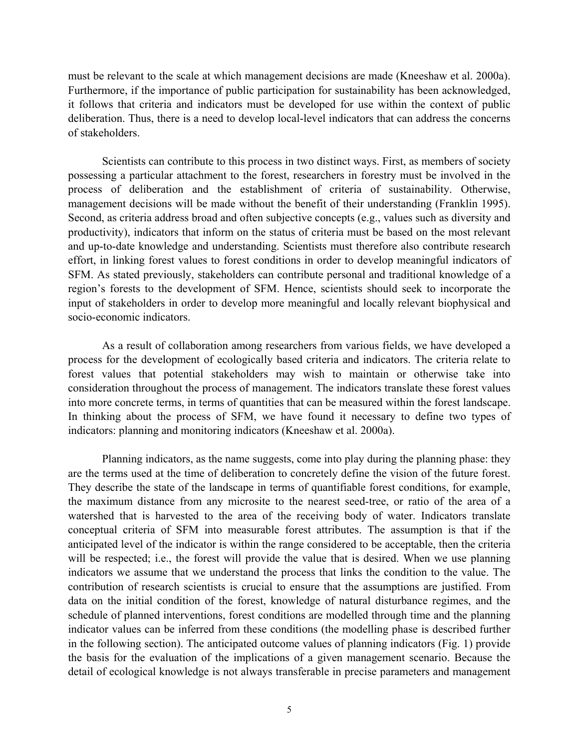must be relevant to the scale at which management decisions are made (Kneeshaw et al. 2000a). Furthermore, if the importance of public participation for sustainability has been acknowledged, it follows that criteria and indicators must be developed for use within the context of public deliberation. Thus, there is a need to develop local-level indicators that can address the concerns of stakeholders.

Scientists can contribute to this process in two distinct ways. First, as members of society possessing a particular attachment to the forest, researchers in forestry must be involved in the process of deliberation and the establishment of criteria of sustainability. Otherwise, management decisions will be made without the benefit of their understanding (Franklin 1995). Second, as criteria address broad and often subjective concepts (e.g., values such as diversity and productivity), indicators that inform on the status of criteria must be based on the most relevant and up-to-date knowledge and understanding. Scientists must therefore also contribute research effort, in linking forest values to forest conditions in order to develop meaningful indicators of SFM. As stated previously, stakeholders can contribute personal and traditional knowledge of a region's forests to the development of SFM. Hence, scientists should seek to incorporate the input of stakeholders in order to develop more meaningful and locally relevant biophysical and socio-economic indicators.

As a result of collaboration among researchers from various fields, we have developed a process for the development of ecologically based criteria and indicators. The criteria relate to forest values that potential stakeholders may wish to maintain or otherwise take into consideration throughout the process of management. The indicators translate these forest values into more concrete terms, in terms of quantities that can be measured within the forest landscape. In thinking about the process of SFM, we have found it necessary to define two types of indicators: planning and monitoring indicators (Kneeshaw et al. 2000a).

Planning indicators, as the name suggests, come into play during the planning phase: they are the terms used at the time of deliberation to concretely define the vision of the future forest. They describe the state of the landscape in terms of quantifiable forest conditions, for example, the maximum distance from any microsite to the nearest seed-tree, or ratio of the area of a watershed that is harvested to the area of the receiving body of water. Indicators translate conceptual criteria of SFM into measurable forest attributes. The assumption is that if the anticipated level of the indicator is within the range considered to be acceptable, then the criteria will be respected; i.e., the forest will provide the value that is desired. When we use planning indicators we assume that we understand the process that links the condition to the value. The contribution of research scientists is crucial to ensure that the assumptions are justified. From data on the initial condition of the forest, knowledge of natural disturbance regimes, and the schedule of planned interventions, forest conditions are modelled through time and the planning indicator values can be inferred from these conditions (the modelling phase is described further in the following section). The anticipated outcome values of planning indicators (Fig. 1) provide the basis for the evaluation of the implications of a given management scenario. Because the detail of ecological knowledge is not always transferable in precise parameters and management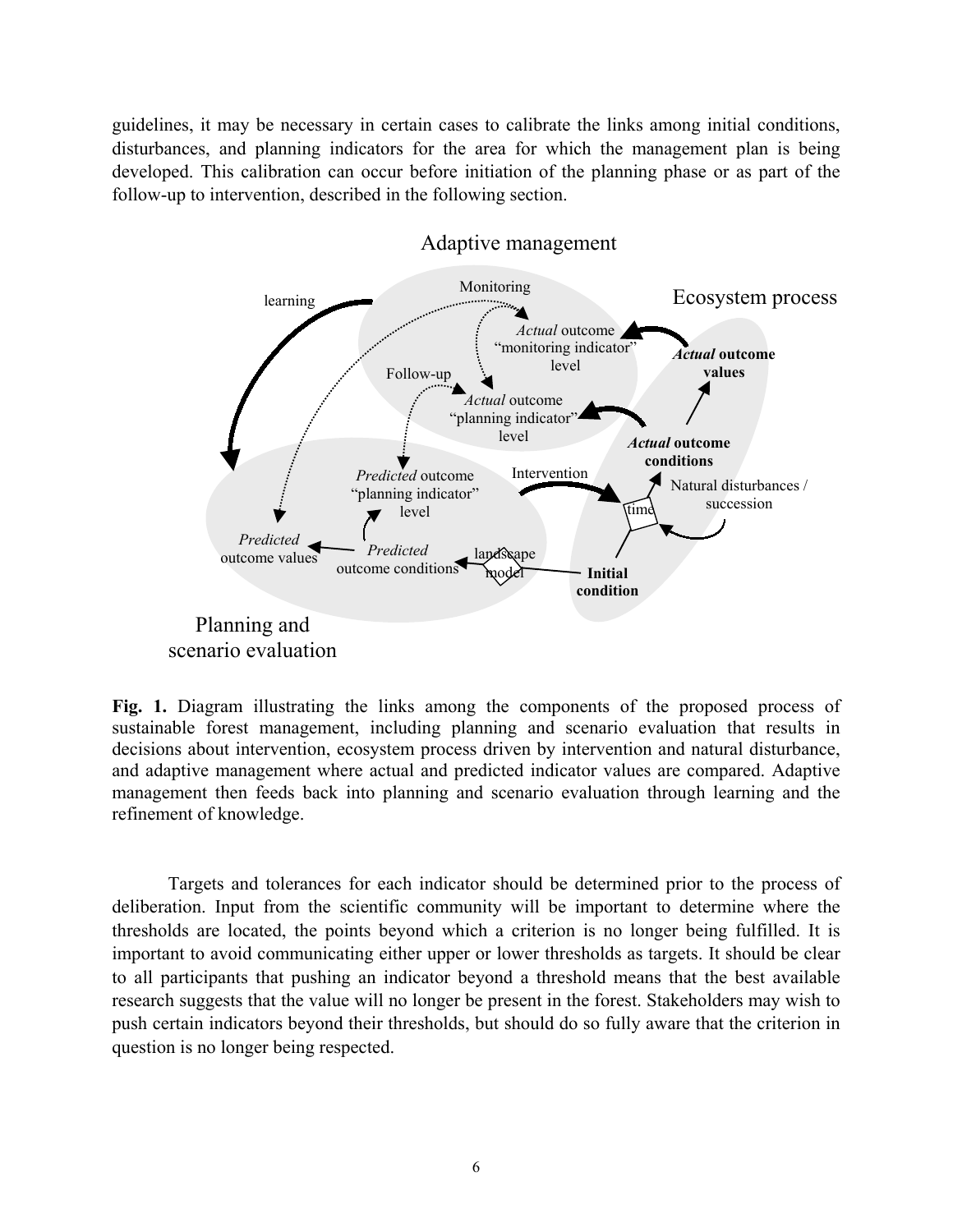guidelines, it may be necessary in certain cases to calibrate the links among initial conditions, disturbances, and planning indicators for the area for which the management plan is being developed. This calibration can occur before initiation of the planning phase or as part of the follow-up to intervention, described in the following section.

**Fig. 1.** Diagram illustrating the links among the components of the proposed process of sustainable forest management, including planning and scenario evaluation that results in decisions about intervention, ecosystem process driven by intervention and natural disturbance, and adaptive management where actual and predicted indicator values are compared. Adaptive management then feeds back into planning and scenario evaluation through learning and the refinement of knowledge.

Targets and tolerances for each indicator should be determined prior to the process of deliberation. Input from the scientific community will be important to determine where the thresholds are located, the points beyond which a criterion is no longer being fulfilled. It is important to avoid communicating either upper or lower thresholds as targets. It should be clear to all participants that pushing an indicator beyond a threshold means that the best available research suggests that the value will no longer be present in the forest. Stakeholders may wish to push certain indicators beyond their thresholds, but should do so fully aware that the criterion in question is no longer being respected.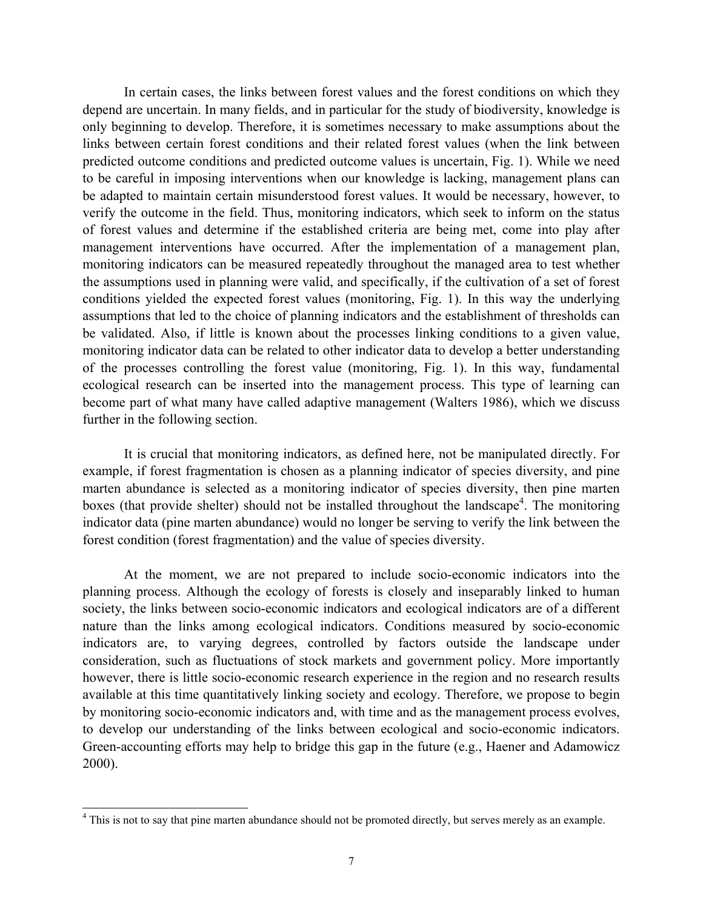In certain cases, the links between forest values and the forest conditions on which they depend are uncertain. In many fields, and in particular for the study of biodiversity, knowledge is only beginning to develop. Therefore, it is sometimes necessary to make assumptions about the links between certain forest conditions and their related forest values (when the link between predicted outcome conditions and predicted outcome values is uncertain, Fig. 1). While we need to be careful in imposing interventions when our knowledge is lacking, management plans can be adapted to maintain certain misunderstood forest values. It would be necessary, however, to verify the outcome in the field. Thus, monitoring indicators, which seek to inform on the status of forest values and determine if the established criteria are being met, come into play after management interventions have occurred. After the implementation of a management plan, monitoring indicators can be measured repeatedly throughout the managed area to test whether the assumptions used in planning were valid, and specifically, if the cultivation of a set of forest conditions yielded the expected forest values (monitoring, Fig. 1). In this way the underlying assumptions that led to the choice of planning indicators and the establishment of thresholds can be validated. Also, if little is known about the processes linking conditions to a given value, monitoring indicator data can be related to other indicator data to develop a better understanding of the processes controlling the forest value (monitoring, Fig. 1). In this way, fundamental ecological research can be inserted into the management process. This type of learning can become part of what many have called adaptive management (Walters 1986), which we discuss further in the following section.

It is crucial that monitoring indicators, as defined here, not be manipulated directly. For example, if forest fragmentation is chosen as a planning indicator of species diversity, and pine marten abundance is selected as a monitoring indicator of species diversity, then pine marten boxes (that provide shelter) should not be installed throughout the landscape[4]. The monitoring indicator data (pine marten abundance) would no longer be serving to verify the link between the forest condition (forest fragmentation) and the value of species diversity.

At the moment, we are not prepared to include socio-economic indicators into the planning process. Although the ecology of forests is closely and inseparably linked to human society, the links between socio-economic indicators and ecological indicators are of a different nature than the links among ecological indicators. Conditions measured by socio-economic indicators are, to varying degrees, controlled by factors outside the landscape under consideration, such as fluctuations of stock markets and government policy. More importantly however, there is little socio-economic research experience in the region and no research results available at this time quantitatively linking society and ecology. Therefore, we propose to begin by monitoring socio-economic indicators and, with time and as the management process evolves, to develop our understanding of the links between ecological and socio-economic indicators. Green-accounting efforts may help to bridge this gap in the future (e.g., Haener and Adamowicz 2000).

[4] This is not to say that pine marten abundance should not be promoted directly, but serves merely as an example.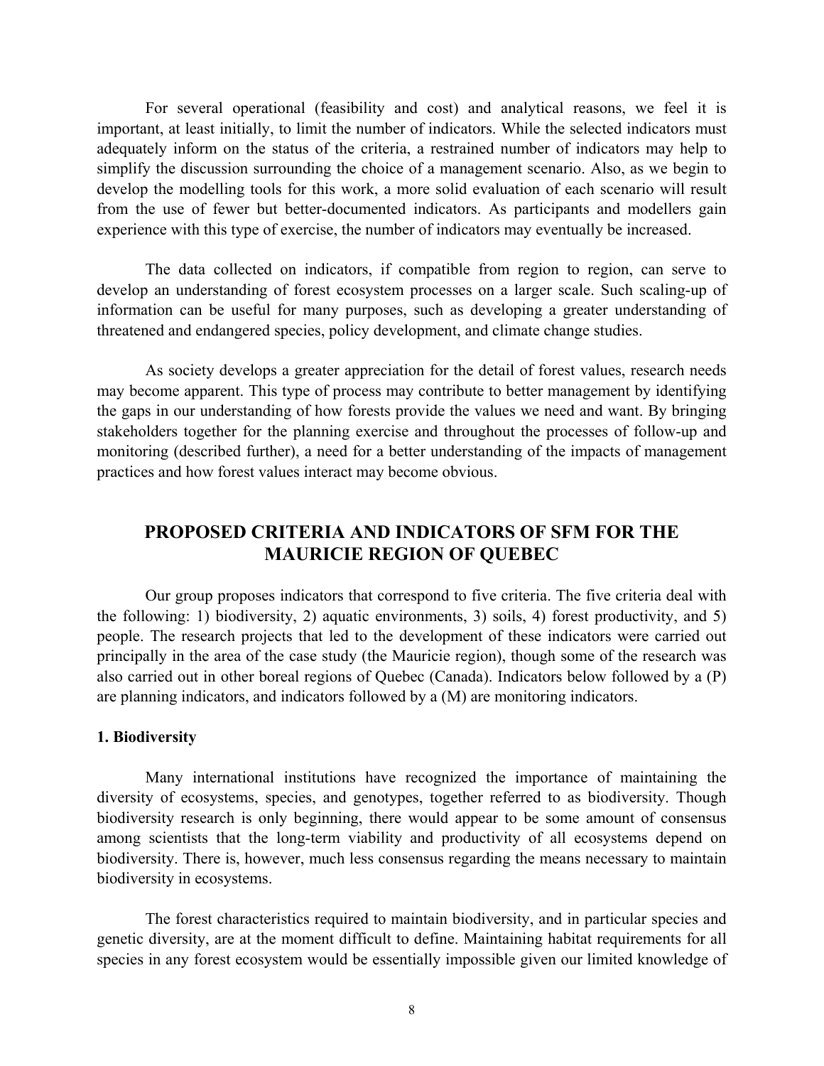For several operational (feasibility and cost) and analytical reasons, we feel it is important, at least initially, to limit the number of indicators. While the selected indicators must adequately inform on the status of the criteria, a restrained number of indicators may help to simplify the discussion surrounding the choice of a management scenario. Also, as we begin to develop the modelling tools for this work, a more solid evaluation of each scenario will result from the use of fewer but better-documented indicators. As participants and modellers gain experience with this type of exercise, the number of indicators may eventually be increased.

The data collected on indicators, if compatible from region to region, can serve to develop an understanding of forest ecosystem processes on a larger scale. Such scaling-up of information can be useful for many purposes, such as developing a greater understanding of threatened and endangered species, policy development, and climate change studies.

As society develops a greater appreciation for the detail of forest values, research needs may become apparent. This type of process may contribute to better management by identifying the gaps in our understanding of how forests provide the values we need and want. By bringing stakeholders together for the planning exercise and throughout the processes of follow-up and monitoring (described further), a need for a better understanding of the impacts of management practices and how forest values interact may become obvious.

## PROPOSED CRITERIA AND INDICATORS OF SFM FOR THE MAURICIE REGION OF QUEBEC

Our group proposes indicators that correspond to five criteria. The five criteria deal with the following: 1) biodiversity, 2) aquatic environments, 3) soils, 4) forest productivity, and 5) people. The research projects that led to the development of these indicators were carried out principally in the area of the case study (the Mauricie region), though some of the research was also carried out in other boreal regions of Quebec (Canada). Indicators below followed by a (P) are planning indicators, and indicators followed by a (M) are monitoring indicators.

### 1. Biodiversity

Many international institutions have recognized the importance of maintaining the diversity of ecosystems, species, and genotypes, together referred to as biodiversity. Though biodiversity research is only beginning, there would appear to be some amount of consensus among scientists that the long-term viability and productivity of all ecosystems depend on biodiversity. There is, however, much less consensus regarding the means necessary to maintain biodiversity in ecosystems.

The forest characteristics required to maintain biodiversity, and in particular species and genetic diversity, are at the moment difficult to define. Maintaining habitat requirements for all species in any forest ecosystem would be essentially impossible given our limited knowledge of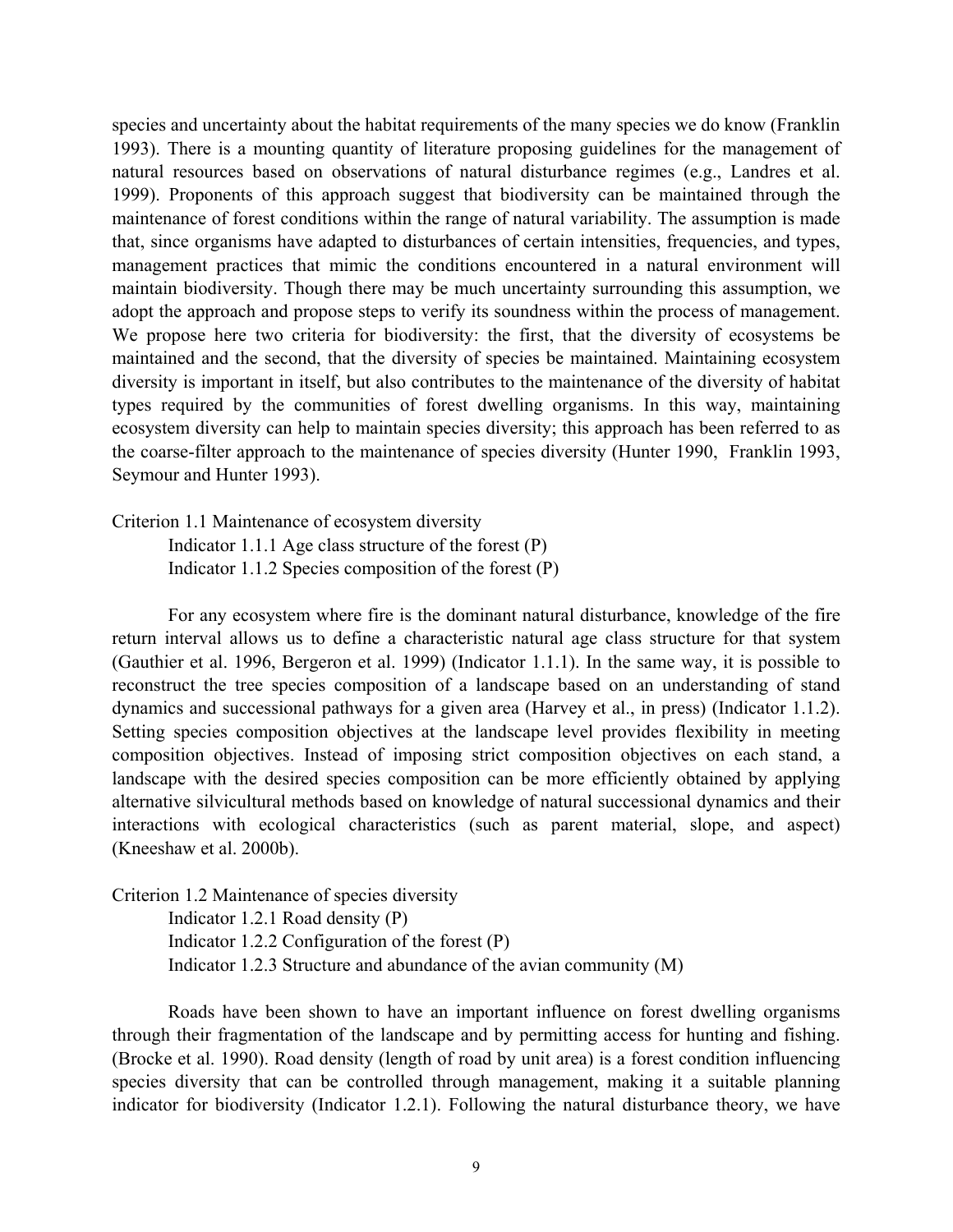species and uncertainty about the habitat requirements of the many species we do know (Franklin 1993). There is a mounting quantity of literature proposing guidelines for the management of natural resources based on observations of natural disturbance regimes (e.g., Landres et al. 1999). Proponents of this approach suggest that biodiversity can be maintained through the maintenance of forest conditions within the range of natural variability. The assumption is made that, since organisms have adapted to disturbances of certain intensities, frequencies, and types, management practices that mimic the conditions encountered in a natural environment will maintain biodiversity. Though there may be much uncertainty surrounding this assumption, we adopt the approach and propose steps to verify its soundness within the process of management. We propose here two criteria for biodiversity: the first, that the diversity of ecosystems be maintained and the second, that the diversity of species be maintained. Maintaining ecosystem diversity is important in itself, but also contributes to the maintenance of the diversity of habitat types required by the communities of forest dwelling organisms. In this way, maintaining ecosystem diversity can help to maintain species diversity; this approach has been referred to as the coarse-filter approach to the maintenance of species diversity (Hunter 1990, Franklin 1993, Seymour and Hunter 1993).

Criterion 1.1 Maintenance of ecosystem diversity
- Indicator 1.1.1 Age class structure of the forest (P)
- Indicator 1.1.2 Species composition of the forest (P)

For any ecosystem where fire is the dominant natural disturbance, knowledge of the fire return interval allows us to define a characteristic natural age class structure for that system (Gauthier et al. 1996, Bergeron et al. 1999) (Indicator 1.1.1). In the same way, it is possible to reconstruct the tree species composition of a landscape based on an understanding of stand dynamics and successional pathways for a given area (Harvey et al., in press) (Indicator 1.1.2). Setting species composition objectives at the landscape level provides flexibility in meeting composition objectives. Instead of imposing strict composition objectives on each stand, a landscape with the desired species composition can be more efficiently obtained by applying alternative silvicultural methods based on knowledge of natural successional dynamics and their interactions with ecological characteristics (such as parent material, slope, and aspect) (Kneeshaw et al. 2000b).

Criterion 1.2 Maintenance of species diversity
- Indicator 1.2.1 Road density (P)
- Indicator 1.2.2 Configuration of the forest (P)
- Indicator 1.2.3 Structure and abundance of the avian community (M)

Roads have been shown to have an important influence on forest dwelling organisms through their fragmentation of the landscape and by permitting access for hunting and fishing. (Brocke et al. 1990). Road density (length of road by unit area) is a forest condition influencing species diversity that can be controlled through management, making it a suitable planning indicator for biodiversity (Indicator 1.2.1). Following the natural disturbance theory, we have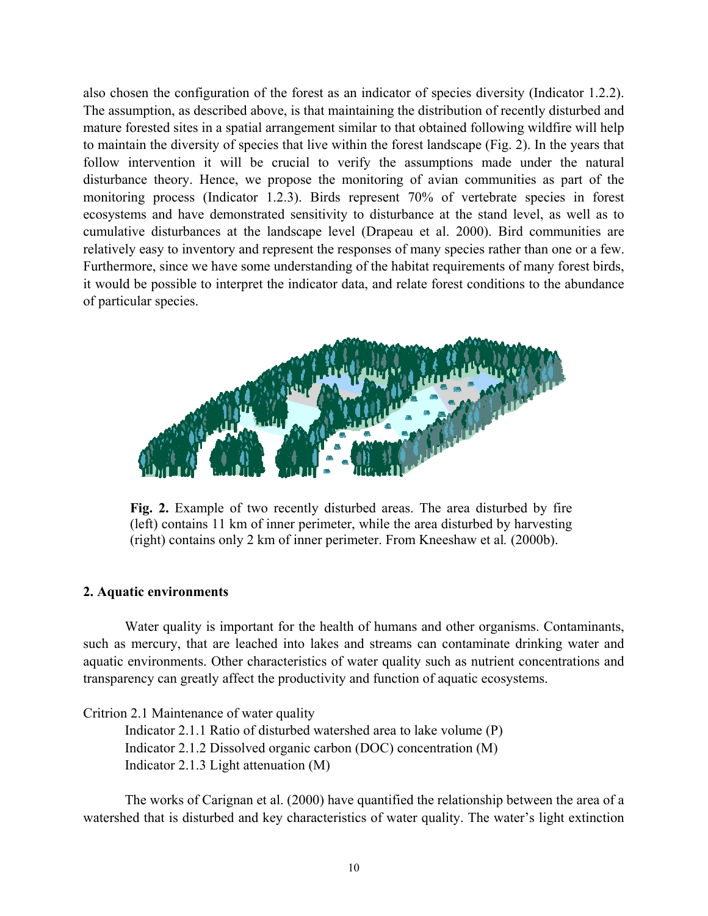also chosen the configuration of the forest as an indicator of species diversity (Indicator 1.2.2). The assumption, as described above, is that maintaining the distribution of recently disturbed and mature forested sites in a spatial arrangement similar to that obtained following wildfire will help to maintain the diversity of species that live within the forest landscape (Fig. 2). In the years that follow intervention it will be crucial to verify the assumptions made under the natural disturbance theory. Hence, we propose the monitoring of avian communities as part of the monitoring process (Indicator 1.2.3). Birds represent 70% of vertebrate species in forest ecosystems and have demonstrated sensitivity to disturbance at the stand level, as well as to cumulative disturbances at the landscape level (Drapeau et al. 2000). Bird communities are relatively easy to inventory and represent the responses of many species rather than one or a few. Furthermore, since we have some understanding of the habitat requirements of many forest birds, it would be possible to interpret the indicator data, and relate forest conditions to the abundance of particular species.

**Fig. 2.** Example of two recently disturbed areas. The area disturbed by fire (left) contains 11 km of inner perimeter, while the area disturbed by harvesting (right) contains only 2 km of inner perimeter. From Kneeshaw et al*.* (2000b).

## 2. Aquatic environments

Water quality is important for the health of humans and other organisms. Contaminants, such as mercury, that are leached into lakes and streams can contaminate drinking water and aquatic environments. Other characteristics of water quality such as nutrient concentrations and transparency can greatly affect the productivity and function of aquatic ecosystems.

Critrion 2.1 Maintenance of water quality

- Indicator 2.1.1 Ratio of disturbed watershed area to lake volume (P)
- Indicator 2.1.2 Dissolved organic carbon (DOC) concentration (M)
- Indicator 2.1.3 Light attenuation (M)

The works of Carignan et al. (2000) have quantified the relationship between the area of a watershed that is disturbed and key characteristics of water quality. The water's light extinction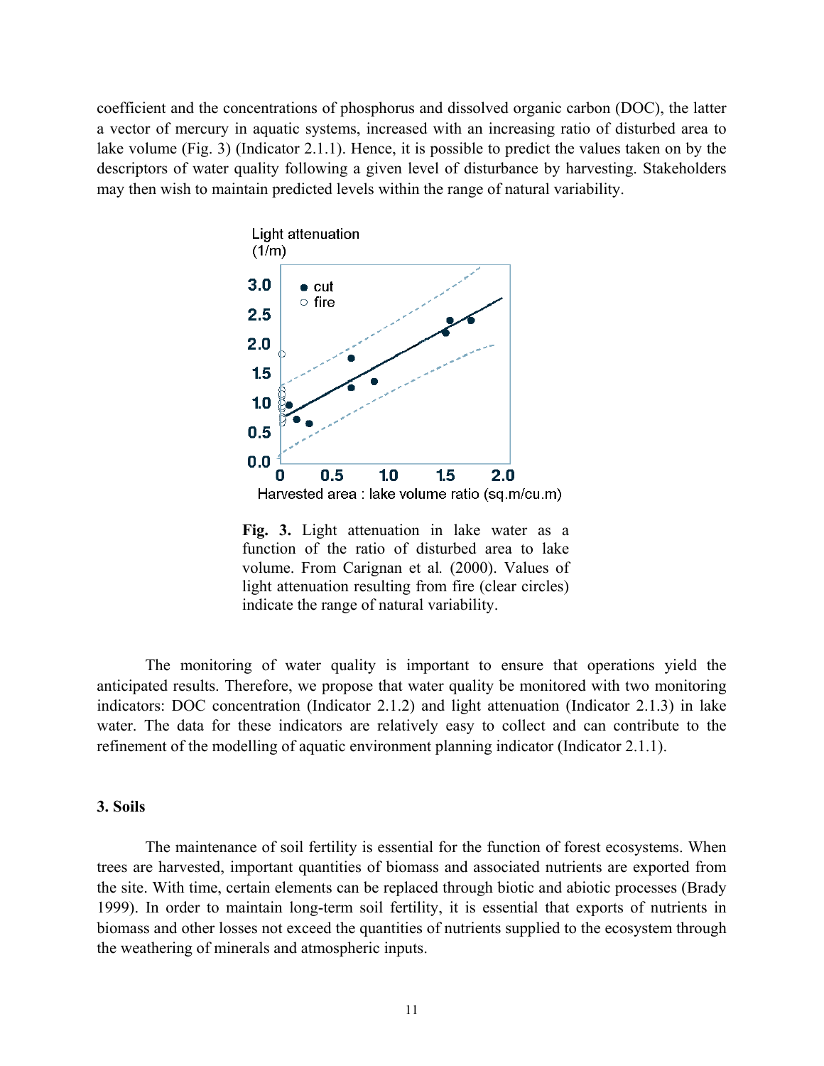coefficient and the concentrations of phosphorus and dissolved organic carbon (DOC), the latter a vector of mercury in aquatic systems, increased with an increasing ratio of disturbed area to lake volume (Fig. 3) (Indicator 2.1.1). Hence, it is possible to predict the values taken on by the descriptors of water quality following a given level of disturbance by harvesting. Stakeholders may then wish to maintain predicted levels within the range of natural variability.

**Fig. 3.** Light attenuation in lake water as a function of the ratio of disturbed area to lake volume. From Carignan et al*.* (2000). Values of light attenuation resulting from fire (clear circles) indicate the range of natural variability.

The monitoring of water quality is important to ensure that operations yield the anticipated results. Therefore, we propose that water quality be monitored with two monitoring indicators: DOC concentration (Indicator 2.1.2) and light attenuation (Indicator 2.1.3) in lake water. The data for these indicators are relatively easy to collect and can contribute to the refinement of the modelling of aquatic environment planning indicator (Indicator 2.1.1).

### 3. Soils

The maintenance of soil fertility is essential for the function of forest ecosystems. When trees are harvested, important quantities of biomass and associated nutrients are exported from the site. With time, certain elements can be replaced through biotic and abiotic processes (Brady 1999). In order to maintain long-term soil fertility, it is essential that exports of nutrients in biomass and other losses not exceed the quantities of nutrients supplied to the ecosystem through the weathering of minerals and atmospheric inputs.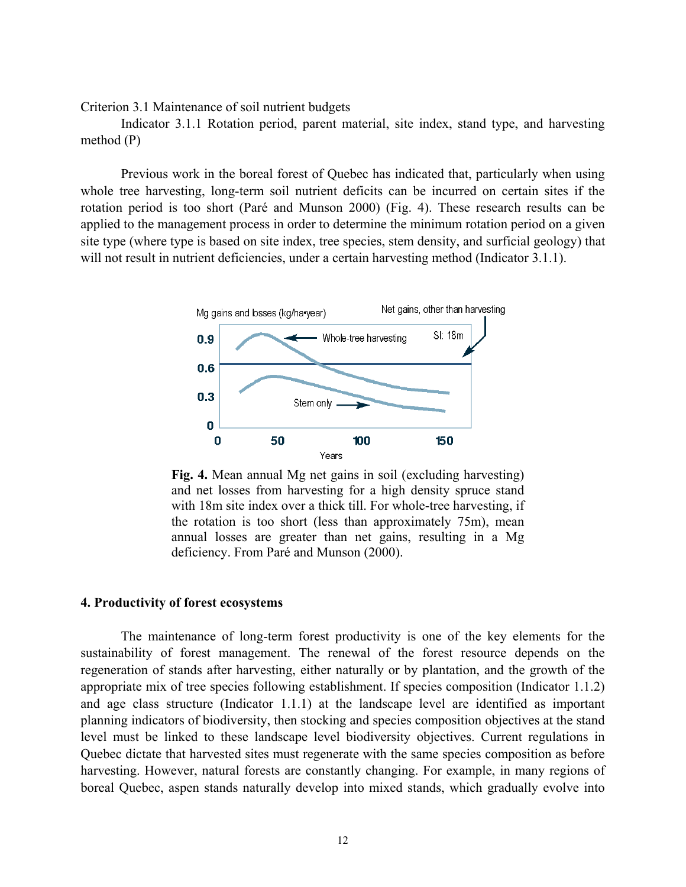Criterion 3.1 Maintenance of soil nutrient budgets

Indicator 3.1.1 Rotation period, parent material, site index, stand type, and harvesting method (P)

Previous work in the boreal forest of Quebec has indicated that, particularly when using whole tree harvesting, long-term soil nutrient deficits can be incurred on certain sites if the rotation period is too short (Paré and Munson 2000) (Fig. 4). These research results can be applied to the management process in order to determine the minimum rotation period on a given site type (where type is based on site index, tree species, stem density, and surficial geology) that will not result in nutrient deficiencies, under a certain harvesting method (Indicator 3.1.1).

**Fig. 4.** Mean annual Mg net gains in soil (excluding harvesting) and net losses from harvesting for a high density spruce stand with 18m site index over a thick till. For whole-tree harvesting, if the rotation is too short (less than approximately 75m), mean annual losses are greater than net gains, resulting in a Mg deficiency. From Paré and Munson (2000).

## 4. Productivity of forest ecosystems

The maintenance of long-term forest productivity is one of the key elements for the sustainability of forest management. The renewal of the forest resource depends on the regeneration of stands after harvesting, either naturally or by plantation, and the growth of the appropriate mix of tree species following establishment. If species composition (Indicator 1.1.2) and age class structure (Indicator 1.1.1) at the landscape level are identified as important planning indicators of biodiversity, then stocking and species composition objectives at the stand level must be linked to these landscape level biodiversity objectives. Current regulations in Quebec dictate that harvested sites must regenerate with the same species composition as before harvesting. However, natural forests are constantly changing. For example, in many regions of boreal Quebec, aspen stands naturally develop into mixed stands, which gradually evolve into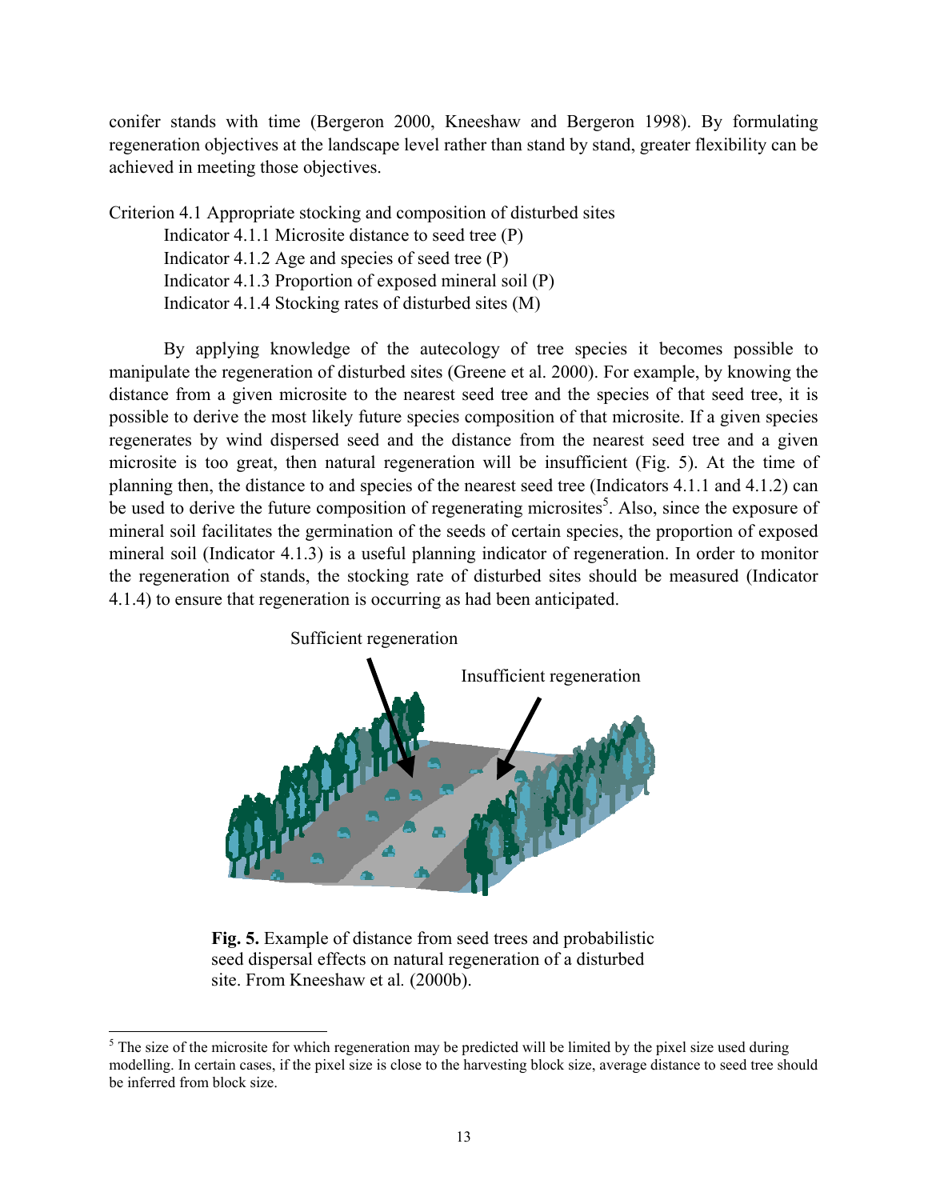conifer stands with time (Bergeron 2000, Kneeshaw and Bergeron 1998). By formulating regeneration objectives at the landscape level rather than stand by stand, greater flexibility can be achieved in meeting those objectives.

Criterion 4.1 Appropriate stocking and composition of disturbed sites

- Indicator 4.1.1 Microsite distance to seed tree (P)
- Indicator 4.1.2 Age and species of seed tree (P)
- Indicator 4.1.3 Proportion of exposed mineral soil (P)
- Indicator 4.1.4 Stocking rates of disturbed sites (M)

By applying knowledge of the autecology of tree species it becomes possible to manipulate the regeneration of disturbed sites (Greene et al. 2000). For example, by knowing the distance from a given microsite to the nearest seed tree and the species of that seed tree, it is possible to derive the most likely future species composition of that microsite. If a given species regenerates by wind dispersed seed and the distance from the nearest seed tree and a given microsite is too great, then natural regeneration will be insufficient (Fig. 5). At the time of planning then, the distance to and species of the nearest seed tree (Indicators 4.1.1 and 4.1.2) can be used to derive the future composition of regenerating microsites[5]. Also, since the exposure of mineral soil facilitates the germination of the seeds of certain species, the proportion of exposed mineral soil (Indicator 4.1.3) is a useful planning indicator of regeneration. In order to monitor the regeneration of stands, the stocking rate of disturbed sites should be measured (Indicator 4.1.4) to ensure that regeneration is occurring as had been anticipated.

Sufficient regeneration

Insufficient regeneration

**Fig. 5.** Example of distance from seed trees and probabilistic seed dispersal effects on natural regeneration of a disturbed site. From Kneeshaw et al*.* (2000b).

[5] The size of the microsite for which regeneration may be predicted will be limited by the pixel size used during modelling. In certain cases, if the pixel size is close to the harvesting block size, average distance to seed tree should be inferred from block size.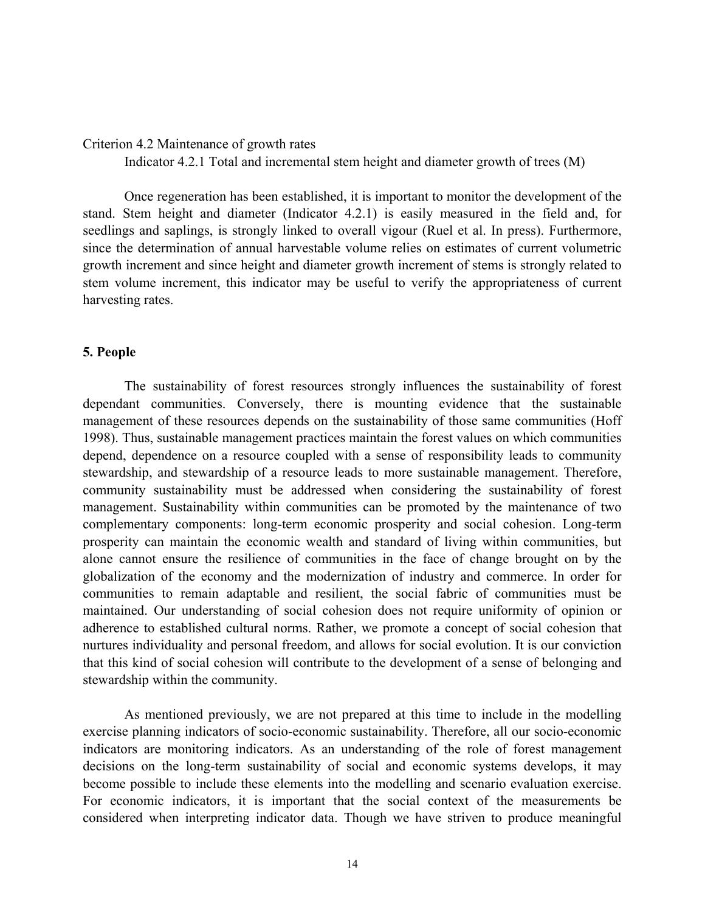Criterion 4.2 Maintenance of growth rates

Indicator 4.2.1 Total and incremental stem height and diameter growth of trees (M)

Once regeneration has been established, it is important to monitor the development of the stand. Stem height and diameter (Indicator 4.2.1) is easily measured in the field and, for seedlings and saplings, is strongly linked to overall vigour (Ruel et al. In press). Furthermore, since the determination of annual harvestable volume relies on estimates of current volumetric growth increment and since height and diameter growth increment of stems is strongly related to stem volume increment, this indicator may be useful to verify the appropriateness of current harvesting rates.

## 5. People

The sustainability of forest resources strongly influences the sustainability of forest dependant communities. Conversely, there is mounting evidence that the sustainable management of these resources depends on the sustainability of those same communities (Hoff 1998). Thus, sustainable management practices maintain the forest values on which communities depend, dependence on a resource coupled with a sense of responsibility leads to community stewardship, and stewardship of a resource leads to more sustainable management. Therefore, community sustainability must be addressed when considering the sustainability of forest management. Sustainability within communities can be promoted by the maintenance of two complementary components: long-term economic prosperity and social cohesion. Long-term prosperity can maintain the economic wealth and standard of living within communities, but alone cannot ensure the resilience of communities in the face of change brought on by the globalization of the economy and the modernization of industry and commerce. In order for communities to remain adaptable and resilient, the social fabric of communities must be maintained. Our understanding of social cohesion does not require uniformity of opinion or adherence to established cultural norms. Rather, we promote a concept of social cohesion that nurtures individuality and personal freedom, and allows for social evolution. It is our conviction that this kind of social cohesion will contribute to the development of a sense of belonging and stewardship within the community.

As mentioned previously, we are not prepared at this time to include in the modelling exercise planning indicators of socio-economic sustainability. Therefore, all our socio-economic indicators are monitoring indicators. As an understanding of the role of forest management decisions on the long-term sustainability of social and economic systems develops, it may become possible to include these elements into the modelling and scenario evaluation exercise. For economic indicators, it is important that the social context of the measurements be considered when interpreting indicator data. Though we have striven to produce meaningful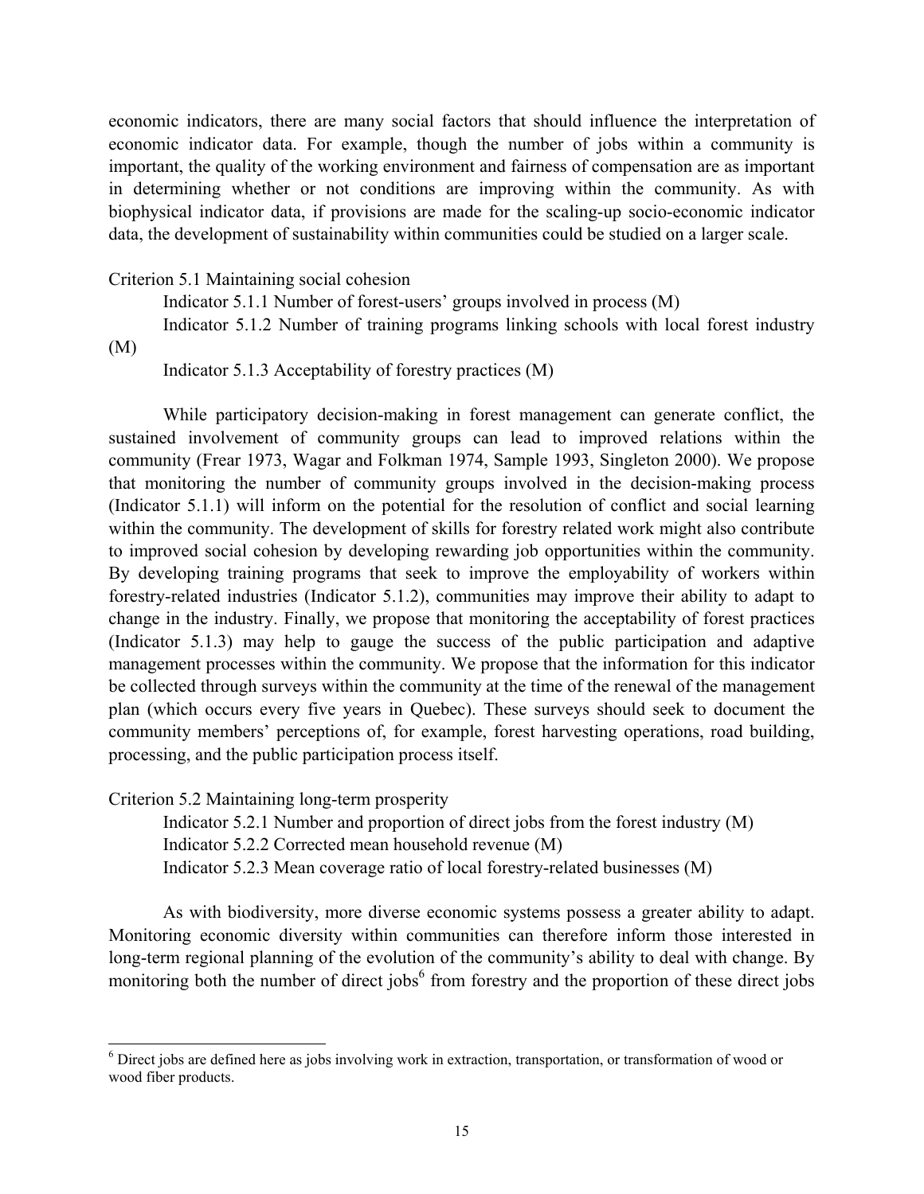economic indicators, there are many social factors that should influence the interpretation of economic indicator data. For example, though the number of jobs within a community is important, the quality of the working environment and fairness of compensation are as important in determining whether or not conditions are improving within the community. As with biophysical indicator data, if provisions are made for the scaling-up socio-economic indicator data, the development of sustainability within communities could be studied on a larger scale.

Criterion 5.1 Maintaining social cohesion

Indicator 5.1.1 Number of forest-users' groups involved in process (M)

Indicator 5.1.2 Number of training programs linking schools with local forest industry (M)

Indicator 5.1.3 Acceptability of forestry practices (M)

While participatory decision-making in forest management can generate conflict, the sustained involvement of community groups can lead to improved relations within the community (Frear 1973, Wagar and Folkman 1974, Sample 1993, Singleton 2000). We propose that monitoring the number of community groups involved in the decision-making process (Indicator 5.1.1) will inform on the potential for the resolution of conflict and social learning within the community. The development of skills for forestry related work might also contribute to improved social cohesion by developing rewarding job opportunities within the community. By developing training programs that seek to improve the employability of workers within forestry-related industries (Indicator 5.1.2), communities may improve their ability to adapt to change in the industry. Finally, we propose that monitoring the acceptability of forest practices (Indicator 5.1.3) may help to gauge the success of the public participation and adaptive management processes within the community. We propose that the information for this indicator be collected through surveys within the community at the time of the renewal of the management plan (which occurs every five years in Quebec). These surveys should seek to document the community members' perceptions of, for example, forest harvesting operations, road building, processing, and the public participation process itself.

Criterion 5.2 Maintaining long-term prosperity

Indicator 5.2.1 Number and proportion of direct jobs from the forest industry (M)

Indicator 5.2.2 Corrected mean household revenue (M)

Indicator 5.2.3 Mean coverage ratio of local forestry-related businesses (M)

As with biodiversity, more diverse economic systems possess a greater ability to adapt. Monitoring economic diversity within communities can therefore inform those interested in long-term regional planning of the evolution of the community's ability to deal with change. By monitoring both the number of direct jobs[6] from forestry and the proportion of these direct jobs

[6] Direct jobs are defined here as jobs involving work in extraction, transportation, or transformation of wood or wood fiber products.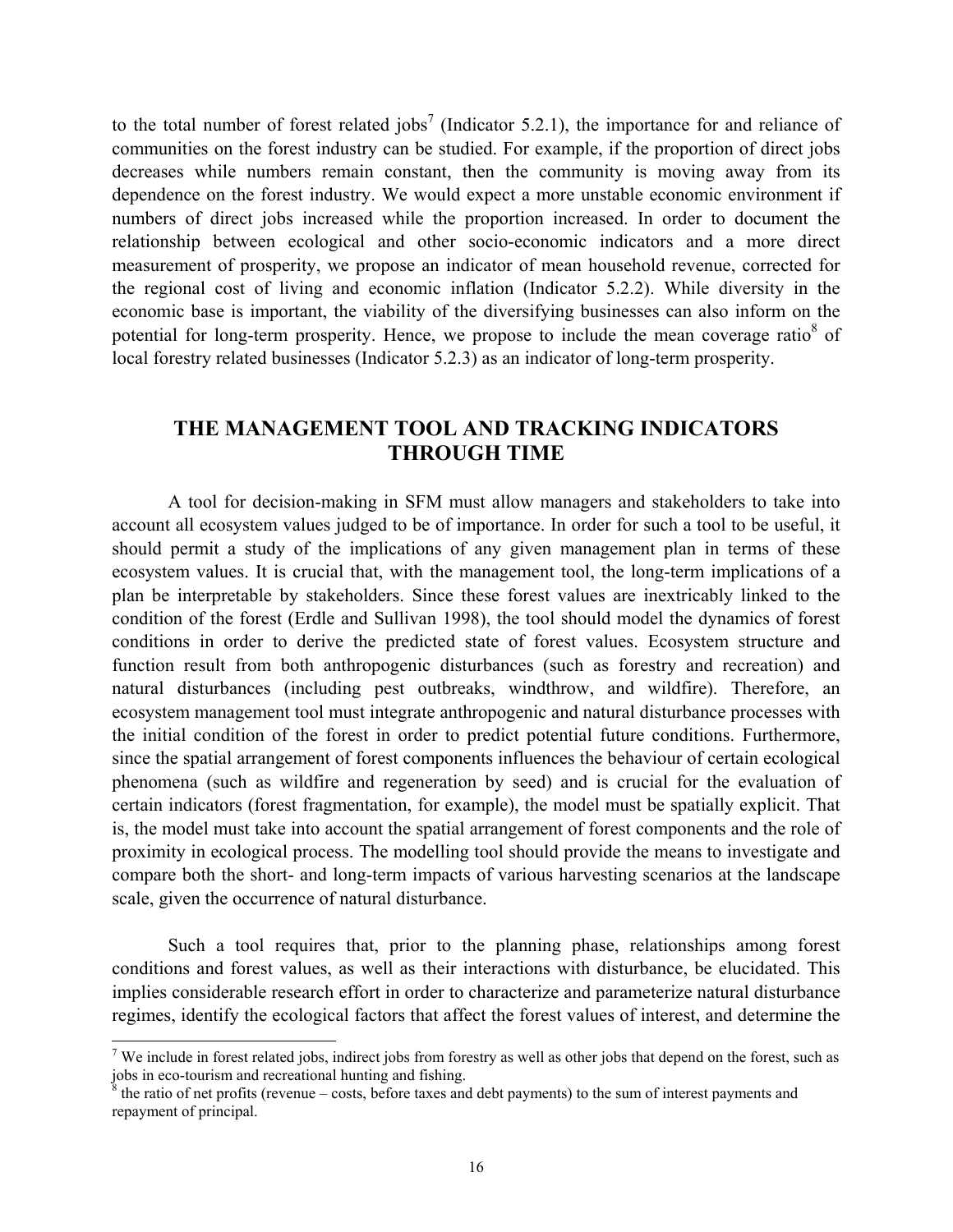to the total number of forest related jobs[7] (Indicator 5.2.1), the importance for and reliance of communities on the forest industry can be studied. For example, if the proportion of direct jobs decreases while numbers remain constant, then the community is moving away from its dependence on the forest industry. We would expect a more unstable economic environment if numbers of direct jobs increased while the proportion increased. In order to document the relationship between ecological and other socio-economic indicators and a more direct measurement of prosperity, we propose an indicator of mean household revenue, corrected for the regional cost of living and economic inflation (Indicator 5.2.2). While diversity in the economic base is important, the viability of the diversifying businesses can also inform on the potential for long-term prosperity. Hence, we propose to include the mean coverage ratio[8] of local forestry related businesses (Indicator 5.2.3) as an indicator of long-term prosperity.

## THE MANAGEMENT TOOL AND TRACKING INDICATORS THROUGH TIME

A tool for decision-making in SFM must allow managers and stakeholders to take into account all ecosystem values judged to be of importance. In order for such a tool to be useful, it should permit a study of the implications of any given management plan in terms of these ecosystem values. It is crucial that, with the management tool, the long-term implications of a plan be interpretable by stakeholders. Since these forest values are inextricably linked to the condition of the forest (Erdle and Sullivan 1998), the tool should model the dynamics of forest conditions in order to derive the predicted state of forest values. Ecosystem structure and function result from both anthropogenic disturbances (such as forestry and recreation) and natural disturbances (including pest outbreaks, windthrow, and wildfire). Therefore, an ecosystem management tool must integrate anthropogenic and natural disturbance processes with the initial condition of the forest in order to predict potential future conditions. Furthermore, since the spatial arrangement of forest components influences the behaviour of certain ecological phenomena (such as wildfire and regeneration by seed) and is crucial for the evaluation of certain indicators (forest fragmentation, for example), the model must be spatially explicit. That is, the model must take into account the spatial arrangement of forest components and the role of proximity in ecological process. The modelling tool should provide the means to investigate and compare both the short- and long-term impacts of various harvesting scenarios at the landscape scale, given the occurrence of natural disturbance.

Such a tool requires that, prior to the planning phase, relationships among forest conditions and forest values, as well as their interactions with disturbance, be elucidated. This implies considerable research effort in order to characterize and parameterize natural disturbance regimes, identify the ecological factors that affect the forest values of interest, and determine the

[7] We include in forest related jobs, indirect jobs from forestry as well as other jobs that depend on the forest, such as jobs in eco-tourism and recreational hunting and fishing.

[8] the ratio of net profits (revenue – costs, before taxes and debt payments) to the sum of interest payments and repayment of principal.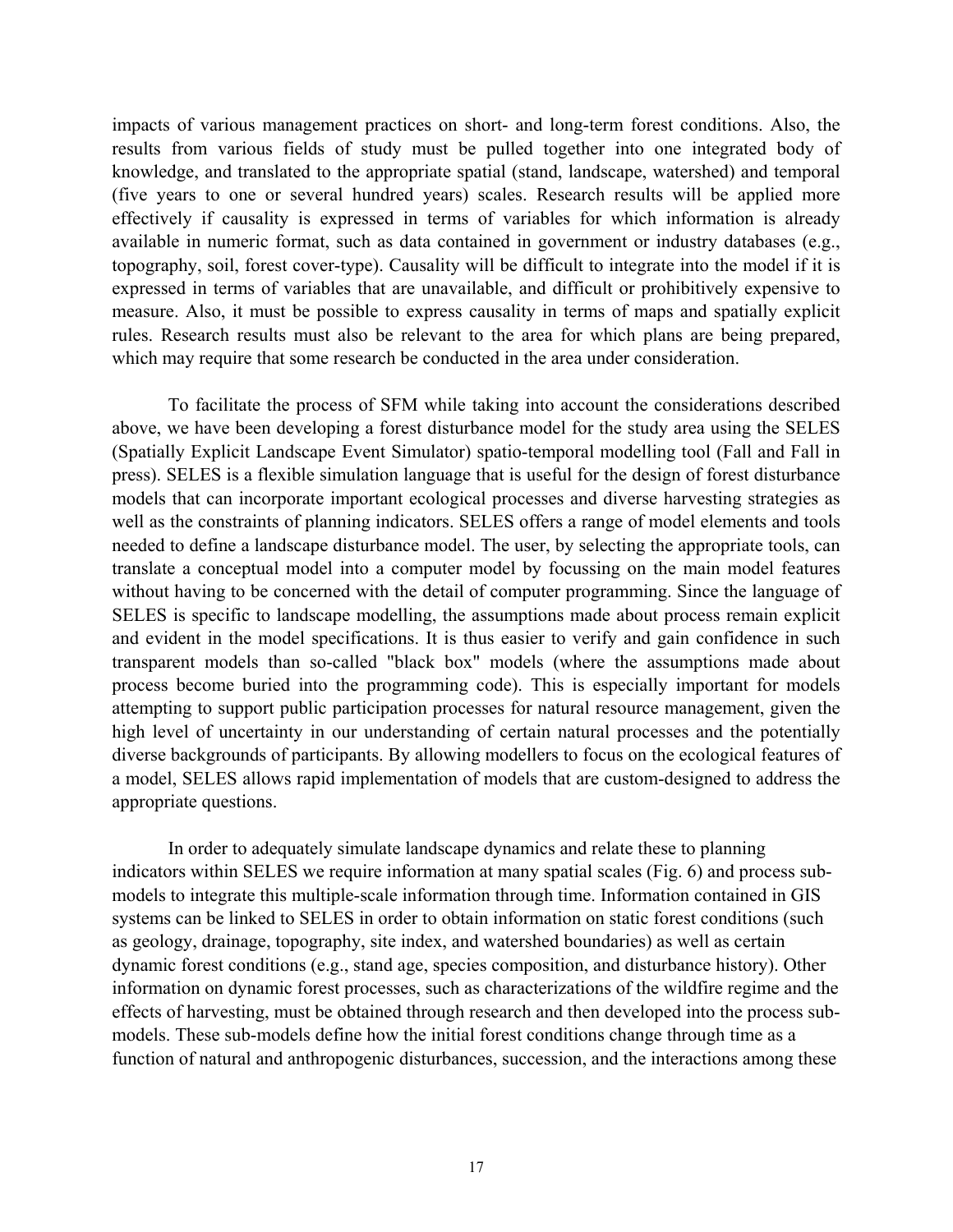impacts of various management practices on short- and long-term forest conditions. Also, the results from various fields of study must be pulled together into one integrated body of knowledge, and translated to the appropriate spatial (stand, landscape, watershed) and temporal (five years to one or several hundred years) scales. Research results will be applied more effectively if causality is expressed in terms of variables for which information is already available in numeric format, such as data contained in government or industry databases (e.g., topography, soil, forest cover-type). Causality will be difficult to integrate into the model if it is expressed in terms of variables that are unavailable, and difficult or prohibitively expensive to measure. Also, it must be possible to express causality in terms of maps and spatially explicit rules. Research results must also be relevant to the area for which plans are being prepared, which may require that some research be conducted in the area under consideration.

To facilitate the process of SFM while taking into account the considerations described above, we have been developing a forest disturbance model for the study area using the SELES (Spatially Explicit Landscape Event Simulator) spatio-temporal modelling tool (Fall and Fall in press). SELES is a flexible simulation language that is useful for the design of forest disturbance models that can incorporate important ecological processes and diverse harvesting strategies as well as the constraints of planning indicators. SELES offers a range of model elements and tools needed to define a landscape disturbance model. The user, by selecting the appropriate tools, can translate a conceptual model into a computer model by focussing on the main model features without having to be concerned with the detail of computer programming. Since the language of SELES is specific to landscape modelling, the assumptions made about process remain explicit and evident in the model specifications. It is thus easier to verify and gain confidence in such transparent models than so-called "black box" models (where the assumptions made about process become buried into the programming code). This is especially important for models attempting to support public participation processes for natural resource management, given the high level of uncertainty in our understanding of certain natural processes and the potentially diverse backgrounds of participants. By allowing modellers to focus on the ecological features of a model, SELES allows rapid implementation of models that are custom-designed to address the appropriate questions.

In order to adequately simulate landscape dynamics and relate these to planning indicators within SELES we require information at many spatial scales (Fig. 6) and process sub-models to integrate this multiple-scale information through time. Information contained in GIS systems can be linked to SELES in order to obtain information on static forest conditions (such as geology, drainage, topography, site index, and watershed boundaries) as well as certain dynamic forest conditions (e.g., stand age, species composition, and disturbance history). Other information on dynamic forest processes, such as characterizations of the wildfire regime and the effects of harvesting, must be obtained through research and then developed into the process sub-models. These sub-models define how the initial forest conditions change through time as a function of natural and anthropogenic disturbances, succession, and the interactions among these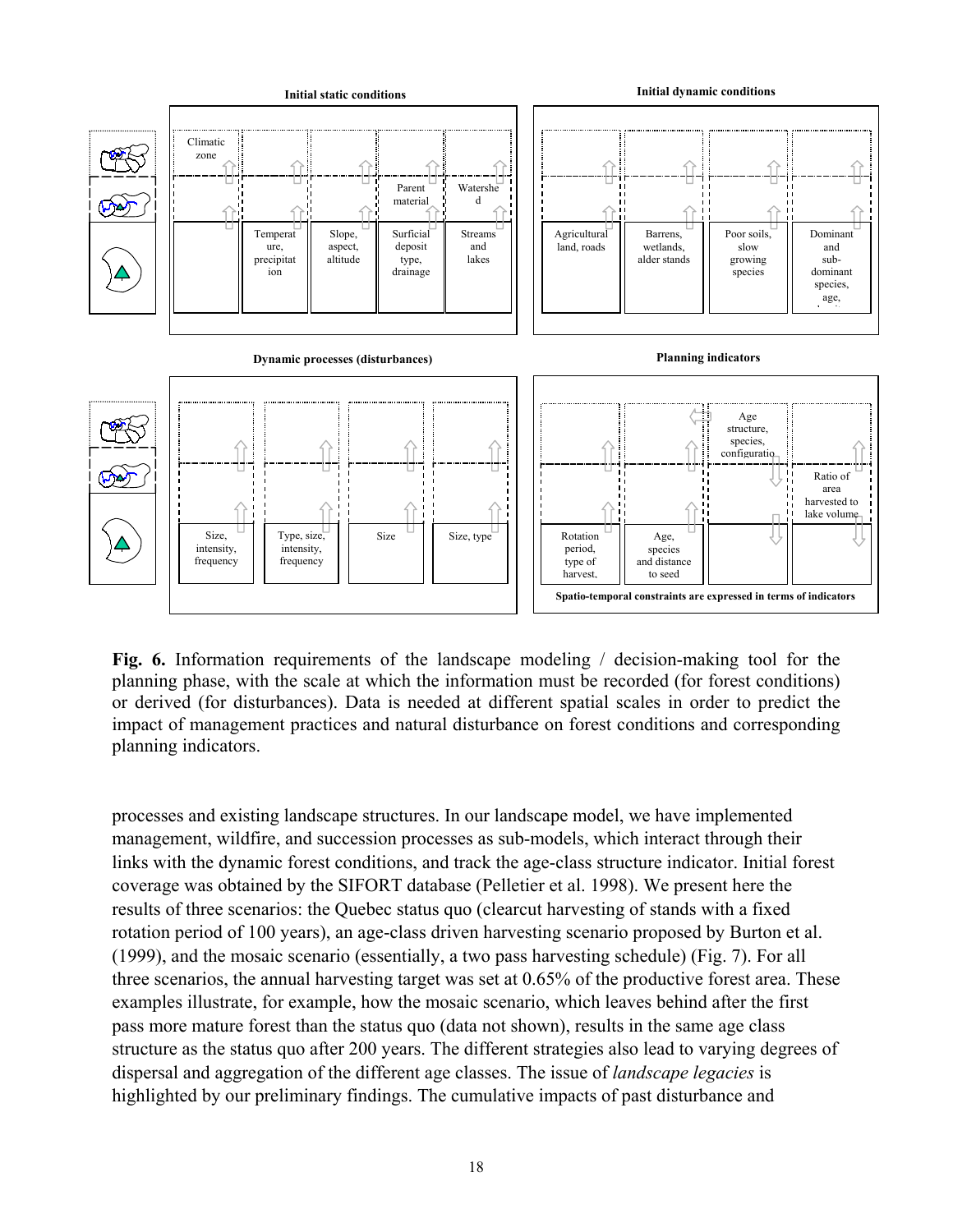**Initial static conditions**

| Climatic zone | | | | |
|---|---|---|---|---|
| | | | Parent material | Watershed |
| | Temperature, precipitation | Slope, aspect, altitude | Surficial deposit type, drainage | Streams and lakes |

**Initial dynamic conditions**

| | | | |
|---|---|---|---|
| Agricultural land, roads | Barrens, wetlands, alder stands | Poor soils, slow growing species | Dominant and sub-dominant species, age, |

**Dynamic processes (disturbances)**

| | | | |
|---|---|---|---|
| Size, intensity, frequency | Type, size, intensity, frequency | Size | Size, type |

**Planning indicators**

| | | | |
|---|---|---|---|
| | | Age structure, species, configuration | |
| | | | Ratio of area harvested to lake volume |
| Rotation period, type of harvest, | Age, species and distance to seed | | |

**Spatio-temporal constraints are expressed in terms of indicators**

**Fig. 6.** Information requirements of the landscape modeling / decision-making tool for the planning phase, with the scale at which the information must be recorded (for forest conditions) or derived (for disturbances). Data is needed at different spatial scales in order to predict the impact of management practices and natural disturbance on forest conditions and corresponding planning indicators.

processes and existing landscape structures. In our landscape model, we have implemented management, wildfire, and succession processes as sub-models, which interact through their links with the dynamic forest conditions, and track the age-class structure indicator. Initial forest coverage was obtained by the SIFORT database (Pelletier et al. 1998). We present here the results of three scenarios: the Quebec status quo (clearcut harvesting of stands with a fixed rotation period of 100 years), an age-class driven harvesting scenario proposed by Burton et al. (1999), and the mosaic scenario (essentially, a two pass harvesting schedule) (Fig. 7). For all three scenarios, the annual harvesting target was set at 0.65% of the productive forest area. These examples illustrate, for example, how the mosaic scenario, which leaves behind after the first pass more mature forest than the status quo (data not shown), results in the same age class structure as the status quo after 200 years. The different strategies also lead to varying degrees of dispersal and aggregation of the different age classes. The issue of *landscape legacies* is highlighted by our preliminary findings. The cumulative impacts of past disturbance and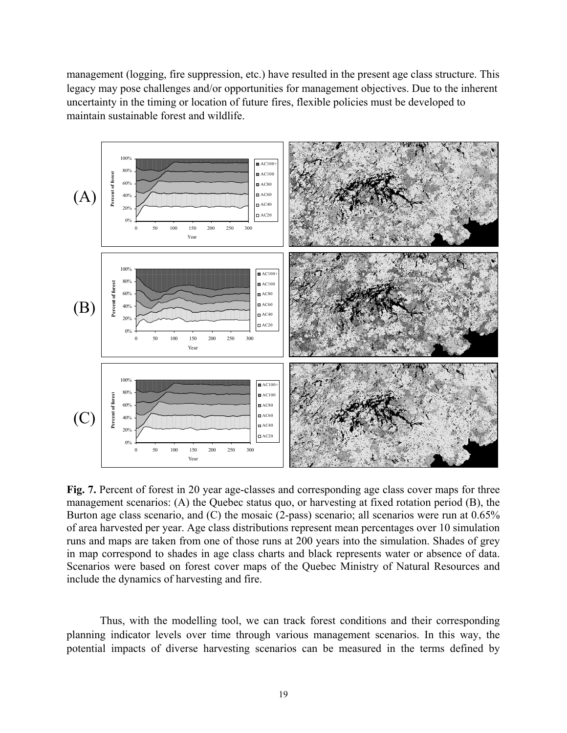management (logging, fire suppression, etc.) have resulted in the present age class structure. This legacy may pose challenges and/or opportunities for management objectives. Due to the inherent uncertainty in the timing or location of future fires, flexible policies must be developed to maintain sustainable forest and wildlife.

**Fig. 7.** Percent of forest in 20 year age-classes and corresponding age class cover maps for three management scenarios: (A) the Quebec status quo, or harvesting at fixed rotation period (B), the Burton age class scenario, and (C) the mosaic (2-pass) scenario; all scenarios were run at 0.65% of area harvested per year. Age class distributions represent mean percentages over 10 simulation runs and maps are taken from one of those runs at 200 years into the simulation. Shades of grey in map correspond to shades in age class charts and black represents water or absence of data. Scenarios were based on forest cover maps of the Quebec Ministry of Natural Resources and include the dynamics of harvesting and fire.

Thus, with the modelling tool, we can track forest conditions and their corresponding planning indicator levels over time through various management scenarios. In this way, the potential impacts of diverse harvesting scenarios can be measured in the terms defined by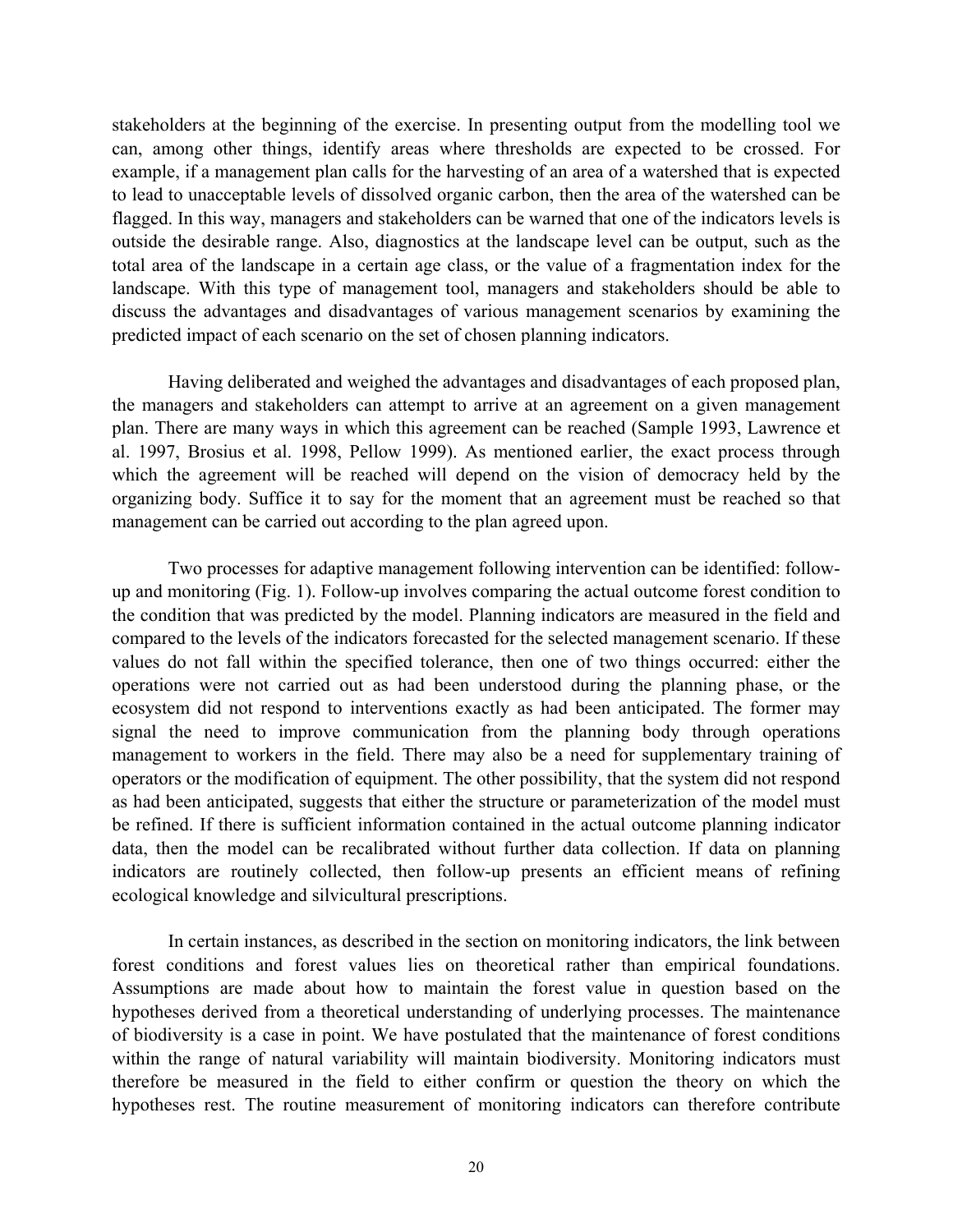stakeholders at the beginning of the exercise. In presenting output from the modelling tool we can, among other things, identify areas where thresholds are expected to be crossed. For example, if a management plan calls for the harvesting of an area of a watershed that is expected to lead to unacceptable levels of dissolved organic carbon, then the area of the watershed can be flagged. In this way, managers and stakeholders can be warned that one of the indicators levels is outside the desirable range. Also, diagnostics at the landscape level can be output, such as the total area of the landscape in a certain age class, or the value of a fragmentation index for the landscape. With this type of management tool, managers and stakeholders should be able to discuss the advantages and disadvantages of various management scenarios by examining the predicted impact of each scenario on the set of chosen planning indicators.

Having deliberated and weighed the advantages and disadvantages of each proposed plan, the managers and stakeholders can attempt to arrive at an agreement on a given management plan. There are many ways in which this agreement can be reached (Sample 1993, Lawrence et al. 1997, Brosius et al. 1998, Pellow 1999). As mentioned earlier, the exact process through which the agreement will be reached will depend on the vision of democracy held by the organizing body. Suffice it to say for the moment that an agreement must be reached so that management can be carried out according to the plan agreed upon.

Two processes for adaptive management following intervention can be identified: follow-up and monitoring (Fig. 1). Follow-up involves comparing the actual outcome forest condition to the condition that was predicted by the model. Planning indicators are measured in the field and compared to the levels of the indicators forecasted for the selected management scenario. If these values do not fall within the specified tolerance, then one of two things occurred: either the operations were not carried out as had been understood during the planning phase, or the ecosystem did not respond to interventions exactly as had been anticipated. The former may signal the need to improve communication from the planning body through operations management to workers in the field. There may also be a need for supplementary training of operators or the modification of equipment. The other possibility, that the system did not respond as had been anticipated, suggests that either the structure or parameterization of the model must be refined. If there is sufficient information contained in the actual outcome planning indicator data, then the model can be recalibrated without further data collection. If data on planning indicators are routinely collected, then follow-up presents an efficient means of refining ecological knowledge and silvicultural prescriptions.

In certain instances, as described in the section on monitoring indicators, the link between forest conditions and forest values lies on theoretical rather than empirical foundations. Assumptions are made about how to maintain the forest value in question based on the hypotheses derived from a theoretical understanding of underlying processes. The maintenance of biodiversity is a case in point. We have postulated that the maintenance of forest conditions within the range of natural variability will maintain biodiversity. Monitoring indicators must therefore be measured in the field to either confirm or question the theory on which the hypotheses rest. The routine measurement of monitoring indicators can therefore contribute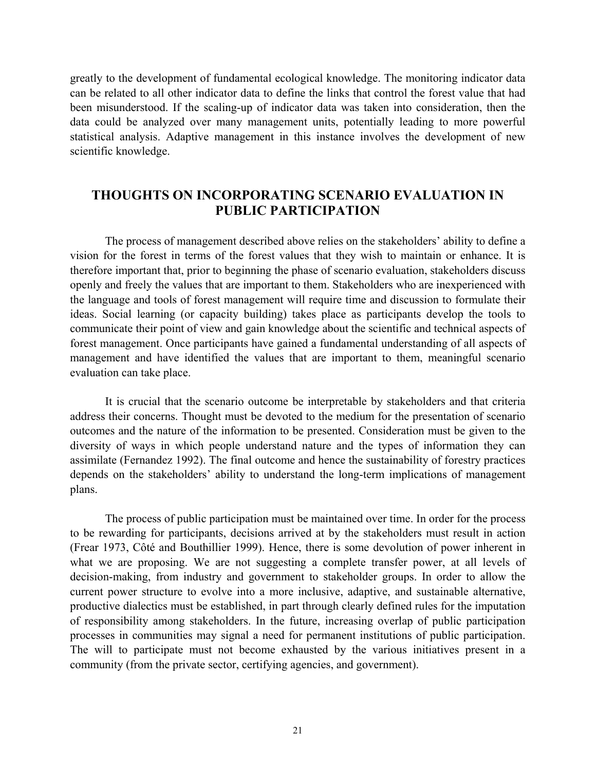greatly to the development of fundamental ecological knowledge. The monitoring indicator data can be related to all other indicator data to define the links that control the forest value that had been misunderstood. If the scaling-up of indicator data was taken into consideration, then the data could be analyzed over many management units, potentially leading to more powerful statistical analysis. Adaptive management in this instance involves the development of new scientific knowledge.

## THOUGHTS ON INCORPORATING SCENARIO EVALUATION IN PUBLIC PARTICIPATION

The process of management described above relies on the stakeholders' ability to define a vision for the forest in terms of the forest values that they wish to maintain or enhance. It is therefore important that, prior to beginning the phase of scenario evaluation, stakeholders discuss openly and freely the values that are important to them. Stakeholders who are inexperienced with the language and tools of forest management will require time and discussion to formulate their ideas. Social learning (or capacity building) takes place as participants develop the tools to communicate their point of view and gain knowledge about the scientific and technical aspects of forest management. Once participants have gained a fundamental understanding of all aspects of management and have identified the values that are important to them, meaningful scenario evaluation can take place.

It is crucial that the scenario outcome be interpretable by stakeholders and that criteria address their concerns. Thought must be devoted to the medium for the presentation of scenario outcomes and the nature of the information to be presented. Consideration must be given to the diversity of ways in which people understand nature and the types of information they can assimilate (Fernandez 1992). The final outcome and hence the sustainability of forestry practices depends on the stakeholders' ability to understand the long-term implications of management plans.

The process of public participation must be maintained over time. In order for the process to be rewarding for participants, decisions arrived at by the stakeholders must result in action (Frear 1973, Côté and Bouthillier 1999). Hence, there is some devolution of power inherent in what we are proposing. We are not suggesting a complete transfer power, at all levels of decision-making, from industry and government to stakeholder groups. In order to allow the current power structure to evolve into a more inclusive, adaptive, and sustainable alternative, productive dialectics must be established, in part through clearly defined rules for the imputation of responsibility among stakeholders. In the future, increasing overlap of public participation processes in communities may signal a need for permanent institutions of public participation. The will to participate must not become exhausted by the various initiatives present in a community (from the private sector, certifying agencies, and government).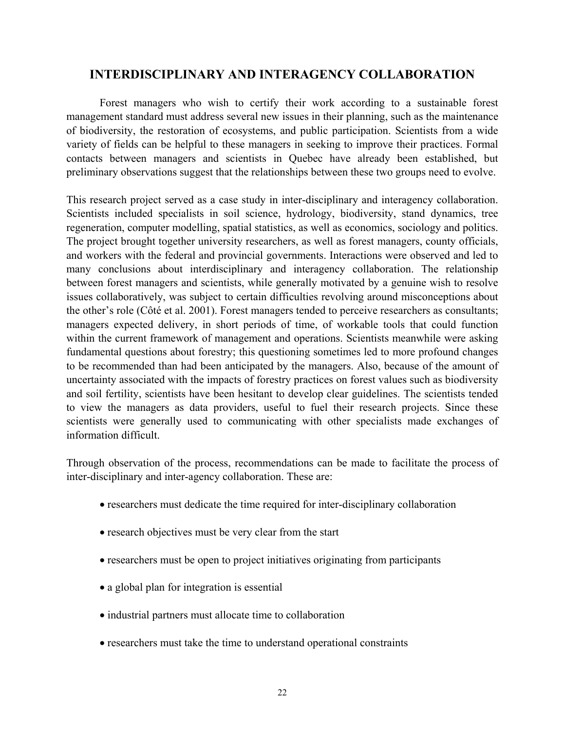## INTERDISCIPLINARY AND INTERAGENCY COLLABORATION

Forest managers who wish to certify their work according to a sustainable forest management standard must address several new issues in their planning, such as the maintenance of biodiversity, the restoration of ecosystems, and public participation. Scientists from a wide variety of fields can be helpful to these managers in seeking to improve their practices. Formal contacts between managers and scientists in Quebec have already been established, but preliminary observations suggest that the relationships between these two groups need to evolve.

This research project served as a case study in inter-disciplinary and interagency collaboration. Scientists included specialists in soil science, hydrology, biodiversity, stand dynamics, tree regeneration, computer modelling, spatial statistics, as well as economics, sociology and politics. The project brought together university researchers, as well as forest managers, county officials, and workers with the federal and provincial governments. Interactions were observed and led to many conclusions about interdisciplinary and interagency collaboration. The relationship between forest managers and scientists, while generally motivated by a genuine wish to resolve issues collaboratively, was subject to certain difficulties revolving around misconceptions about the other's role (Côté et al. 2001). Forest managers tended to perceive researchers as consultants; managers expected delivery, in short periods of time, of workable tools that could function within the current framework of management and operations. Scientists meanwhile were asking fundamental questions about forestry; this questioning sometimes led to more profound changes to be recommended than had been anticipated by the managers. Also, because of the amount of uncertainty associated with the impacts of forestry practices on forest values such as biodiversity and soil fertility, scientists have been hesitant to develop clear guidelines. The scientists tended to view the managers as data providers, useful to fuel their research projects. Since these scientists were generally used to communicating with other specialists made exchanges of information difficult.

Through observation of the process, recommendations can be made to facilitate the process of inter-disciplinary and inter-agency collaboration. These are:

- researchers must dedicate the time required for inter-disciplinary collaboration
- research objectives must be very clear from the start
- researchers must be open to project initiatives originating from participants
- a global plan for integration is essential
- industrial partners must allocate time to collaboration
- researchers must take the time to understand operational constraints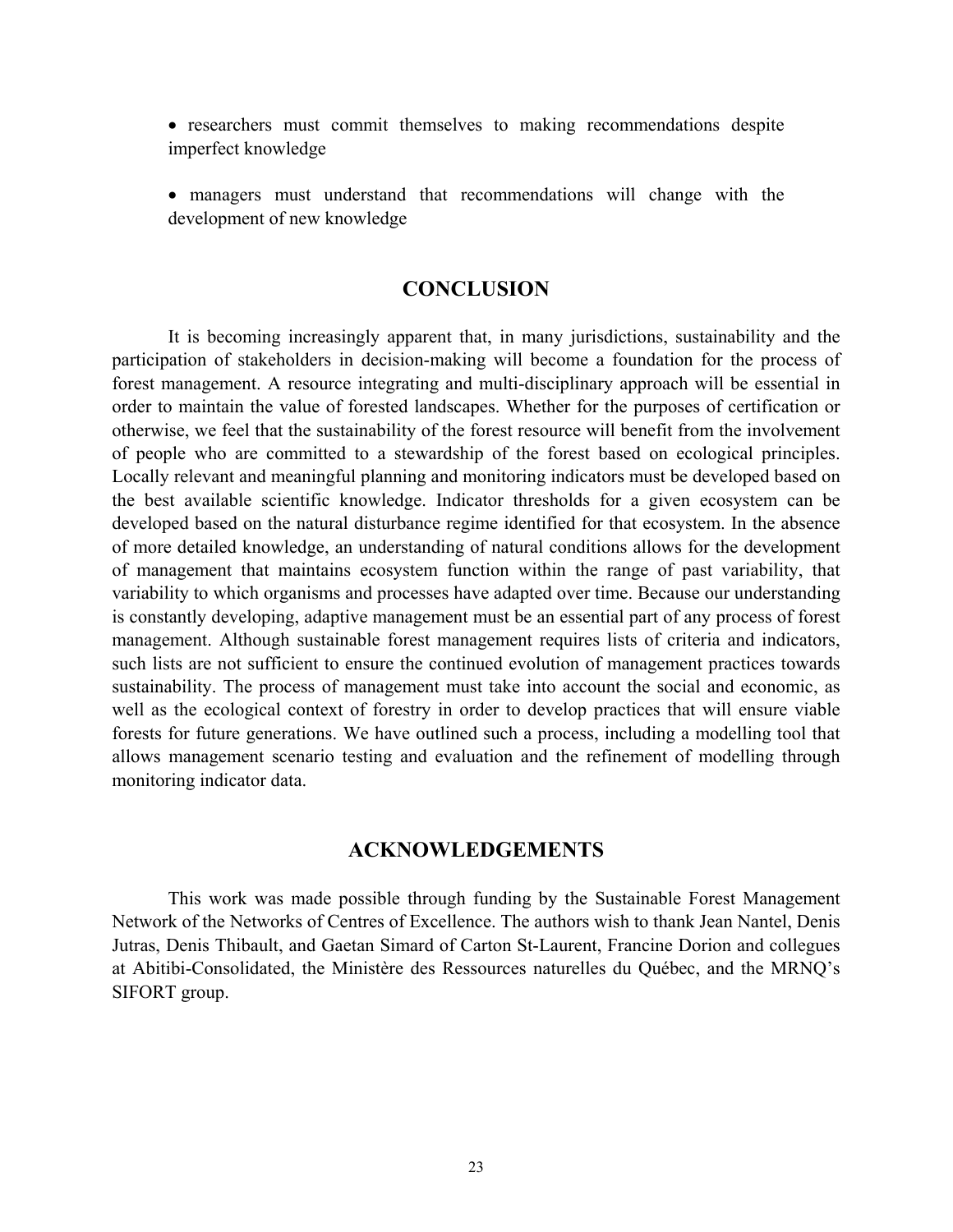- researchers must commit themselves to making recommendations despite imperfect knowledge

- managers must understand that recommendations will change with the development of new knowledge

## CONCLUSION

It is becoming increasingly apparent that, in many jurisdictions, sustainability and the participation of stakeholders in decision-making will become a foundation for the process of forest management. A resource integrating and multi-disciplinary approach will be essential in order to maintain the value of forested landscapes. Whether for the purposes of certification or otherwise, we feel that the sustainability of the forest resource will benefit from the involvement of people who are committed to a stewardship of the forest based on ecological principles. Locally relevant and meaningful planning and monitoring indicators must be developed based on the best available scientific knowledge. Indicator thresholds for a given ecosystem can be developed based on the natural disturbance regime identified for that ecosystem. In the absence of more detailed knowledge, an understanding of natural conditions allows for the development of management that maintains ecosystem function within the range of past variability, that variability to which organisms and processes have adapted over time. Because our understanding is constantly developing, adaptive management must be an essential part of any process of forest management. Although sustainable forest management requires lists of criteria and indicators, such lists are not sufficient to ensure the continued evolution of management practices towards sustainability. The process of management must take into account the social and economic, as well as the ecological context of forestry in order to develop practices that will ensure viable forests for future generations. We have outlined such a process, including a modelling tool that allows management scenario testing and evaluation and the refinement of modelling through monitoring indicator data.

## ACKNOWLEDGEMENTS

This work was made possible through funding by the Sustainable Forest Management Network of the Networks of Centres of Excellence. The authors wish to thank Jean Nantel, Denis Jutras, Denis Thibault, and Gaetan Simard of Carton St-Laurent, Francine Dorion and collegues at Abitibi-Consolidated, the Ministère des Ressources naturelles du Québec, and the MRNQ's SIFORT group.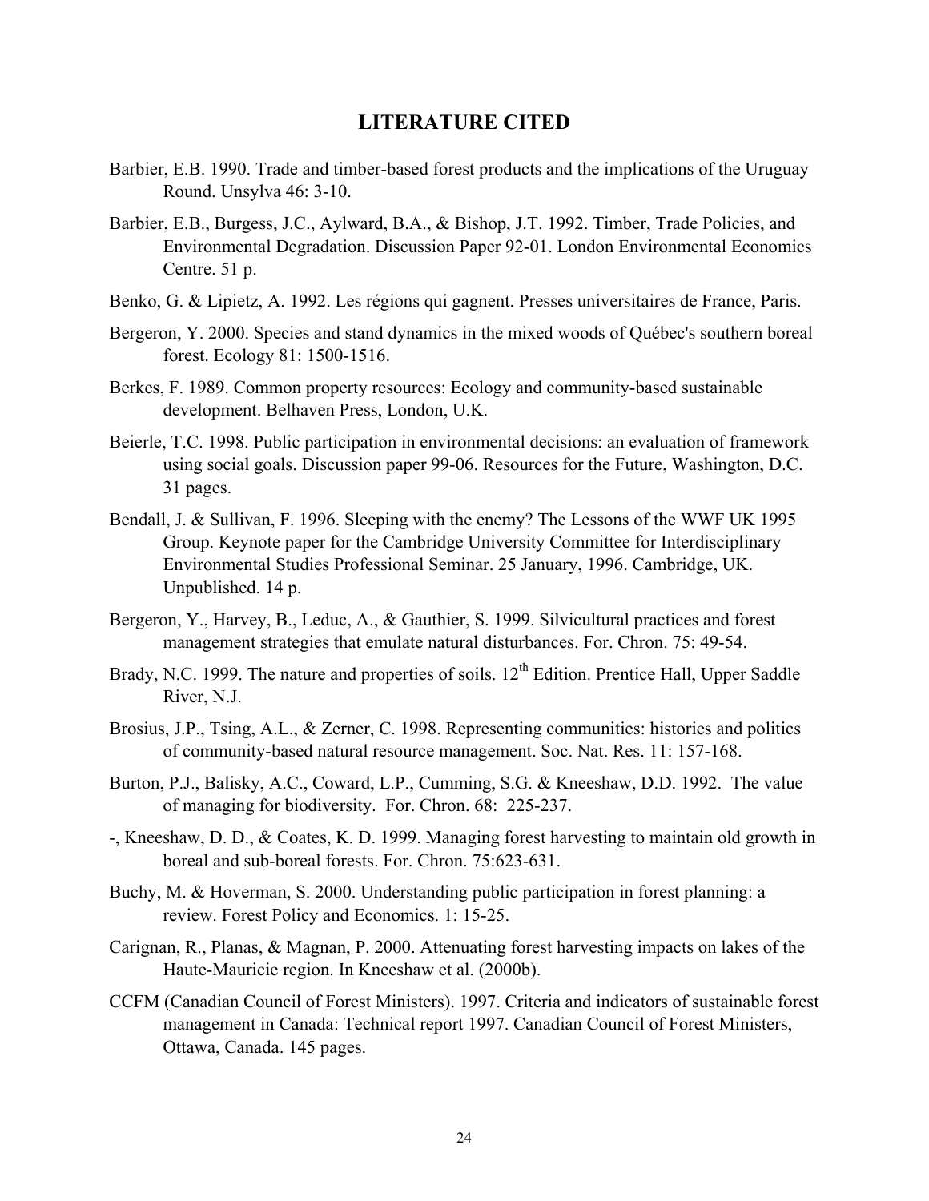## LITERATURE CITED

Barbier, E.B. 1990. Trade and timber-based forest products and the implications of the Uruguay Round. Unsylva 46: 3-10.

Barbier, E.B., Burgess, J.C., Aylward, B.A., & Bishop, J.T. 1992. Timber, Trade Policies, and Environmental Degradation. Discussion Paper 92-01. London Environmental Economics Centre. 51 p.

Benko, G. & Lipietz, A. 1992. Les régions qui gagnent. Presses universitaires de France, Paris.

Bergeron, Y. 2000. Species and stand dynamics in the mixed woods of Québec's southern boreal forest. Ecology 81: 1500-1516.

Berkes, F. 1989. Common property resources: Ecology and community-based sustainable development. Belhaven Press, London, U.K.

Beierle, T.C. 1998. Public participation in environmental decisions: an evaluation of framework using social goals. Discussion paper 99-06. Resources for the Future, Washington, D.C. 31 pages.

Bendall, J. & Sullivan, F. 1996. Sleeping with the enemy? The Lessons of the WWF UK 1995 Group. Keynote paper for the Cambridge University Committee for Interdisciplinary Environmental Studies Professional Seminar. 25 January, 1996. Cambridge, UK. Unpublished. 14 p.

Bergeron, Y., Harvey, B., Leduc, A., & Gauthier, S. 1999. Silvicultural practices and forest management strategies that emulate natural disturbances. For. Chron. 75: 49-54.

Brady, N.C. 1999. The nature and properties of soils. 12th Edition. Prentice Hall, Upper Saddle River, N.J.

Brosius, J.P., Tsing, A.L., & Zerner, C. 1998. Representing communities: histories and politics of community-based natural resource management. Soc. Nat. Res. 11: 157-168.

Burton, P.J., Balisky, A.C., Coward, L.P., Cumming, S.G. & Kneeshaw, D.D. 1992. The value of managing for biodiversity. For. Chron. 68: 225-237.

-, Kneeshaw, D. D., & Coates, K. D. 1999. Managing forest harvesting to maintain old growth in boreal and sub-boreal forests. For. Chron. 75:623-631.

Buchy, M. & Hoverman, S. 2000. Understanding public participation in forest planning: a review. Forest Policy and Economics. 1: 15-25.

Carignan, R., Planas, & Magnan, P. 2000. Attenuating forest harvesting impacts on lakes of the Haute-Mauricie region. In Kneeshaw et al. (2000b).

CCFM (Canadian Council of Forest Ministers). 1997. Criteria and indicators of sustainable forest management in Canada: Technical report 1997. Canadian Council of Forest Ministers, Ottawa, Canada. 145 pages.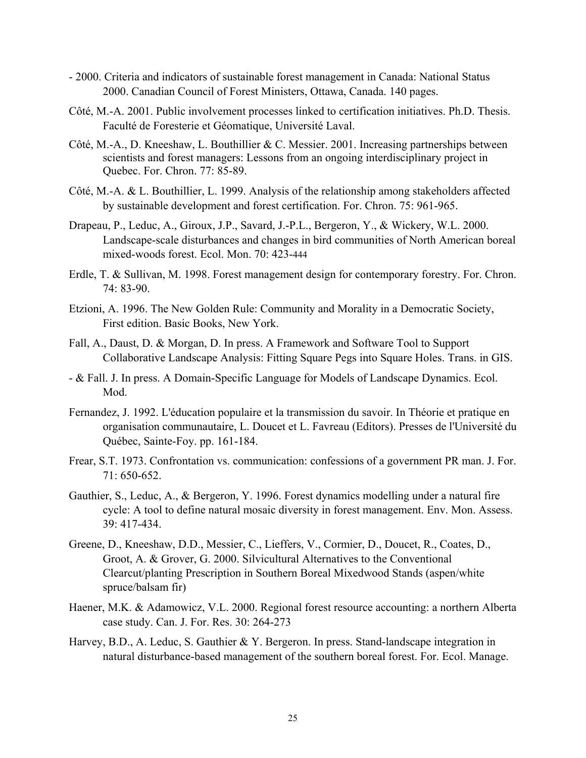- 2000. Criteria and indicators of sustainable forest management in Canada: National Status 2000. Canadian Council of Forest Ministers, Ottawa, Canada. 140 pages.

Côté, M.-A. 2001. Public involvement processes linked to certification initiatives. Ph.D. Thesis. Faculté de Foresterie et Géomatique, Université Laval.

Côté, M.-A., D. Kneeshaw, L. Bouthillier & C. Messier. 2001. Increasing partnerships between scientists and forest managers: Lessons from an ongoing interdisciplinary project in Quebec. For. Chron. 77: 85-89.

Côté, M.-A. & L. Bouthillier, L. 1999. Analysis of the relationship among stakeholders affected by sustainable development and forest certification. For. Chron. 75: 961-965.

Drapeau, P., Leduc, A., Giroux, J.P., Savard, J.-P.L., Bergeron, Y., & Wickery, W.L. 2000. Landscape-scale disturbances and changes in bird communities of North American boreal mixed-woods forest. Ecol. Mon. 70: 423-444

Erdle, T. & Sullivan, M. 1998. Forest management design for contemporary forestry. For. Chron. 74: 83-90.

Etzioni, A. 1996. The New Golden Rule: Community and Morality in a Democratic Society, First edition. Basic Books, New York.

Fall, A., Daust, D. & Morgan, D. In press. A Framework and Software Tool to Support Collaborative Landscape Analysis: Fitting Square Pegs into Square Holes. Trans. in GIS.

- & Fall. J. In press. A Domain-Specific Language for Models of Landscape Dynamics. Ecol. Mod.

Fernandez, J. 1992. L'éducation populaire et la transmission du savoir. In Théorie et pratique en organisation communautaire, L. Doucet et L. Favreau (Editors). Presses de l'Université du Québec, Sainte-Foy. pp. 161-184.

Frear, S.T. 1973. Confrontation vs. communication: confessions of a government PR man. J. For. 71: 650-652.

Gauthier, S., Leduc, A., & Bergeron, Y. 1996. Forest dynamics modelling under a natural fire cycle: A tool to define natural mosaic diversity in forest management. Env. Mon. Assess. 39: 417-434.

Greene, D., Kneeshaw, D.D., Messier, C., Lieffers, V., Cormier, D., Doucet, R., Coates, D., Groot, A. & Grover, G. 2000. Silvicultural Alternatives to the Conventional Clearcut/planting Prescription in Southern Boreal Mixedwood Stands (aspen/white spruce/balsam fir)

Haener, M.K. & Adamowicz, V.L. 2000. Regional forest resource accounting: a northern Alberta case study. Can. J. For. Res. 30: 264-273

Harvey, B.D., A. Leduc, S. Gauthier & Y. Bergeron. In press. Stand-landscape integration in natural disturbance-based management of the southern boreal forest. For. Ecol. Manage.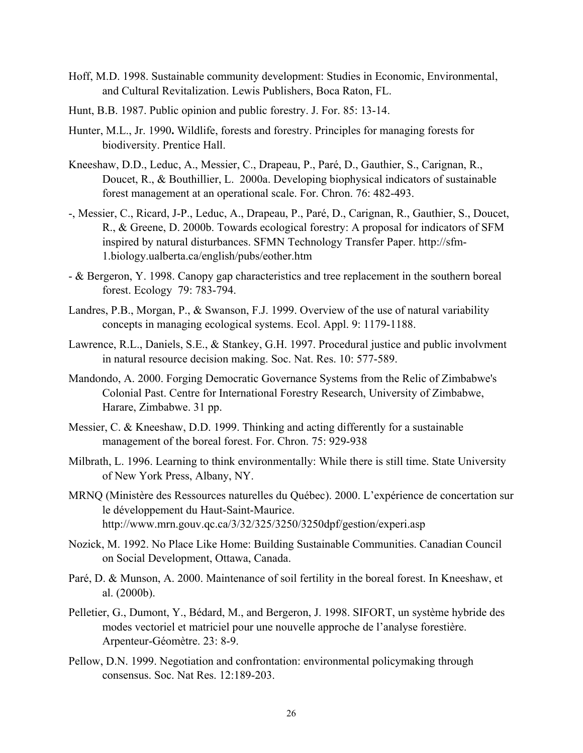Hoff, M.D. 1998. Sustainable community development: Studies in Economic, Environmental, and Cultural Revitalization. Lewis Publishers, Boca Raton, FL.

Hunt, B.B. 1987. Public opinion and public forestry. J. For. 85: 13-14.

Hunter, M.L., Jr. 1990**.** Wildlife, forests and forestry. Principles for managing forests for biodiversity. Prentice Hall.

Kneeshaw, D.D., Leduc, A., Messier, C., Drapeau, P., Paré, D., Gauthier, S., Carignan, R., Doucet, R., & Bouthillier, L. 2000a. Developing biophysical indicators of sustainable forest management at an operational scale. For. Chron. 76: 482-493.

-, Messier, C., Ricard, J-P., Leduc, A., Drapeau, P., Paré, D., Carignan, R., Gauthier, S., Doucet, R., & Greene, D. 2000b. Towards ecological forestry: A proposal for indicators of SFM inspired by natural disturbances. SFMN Technology Transfer Paper. http://sfm-1.biology.ualberta.ca/english/pubs/eother.htm

- & Bergeron, Y. 1998. Canopy gap characteristics and tree replacement in the southern boreal forest. Ecology 79: 783-794.

Landres, P.B., Morgan, P., & Swanson, F.J. 1999. Overview of the use of natural variability concepts in managing ecological systems. Ecol. Appl. 9: 1179-1188.

Lawrence, R.L., Daniels, S.E., & Stankey, G.H. 1997. Procedural justice and public involvment in natural resource decision making. Soc. Nat. Res. 10: 577-589.

Mandondo, A. 2000. Forging Democratic Governance Systems from the Relic of Zimbabwe's Colonial Past. Centre for International Forestry Research, University of Zimbabwe, Harare, Zimbabwe. 31 pp.

Messier, C. & Kneeshaw, D.D. 1999. Thinking and acting differently for a sustainable management of the boreal forest. For. Chron. 75: 929-938

Milbrath, L. 1996. Learning to think environmentally: While there is still time. State University of New York Press, Albany, NY.

MRNQ (Ministère des Ressources naturelles du Québec). 2000. L'expérience de concertation sur le développement du Haut-Saint-Maurice. http://www.mrn.gouv.qc.ca/3/32/325/3250/3250dpf/gestion/experi.asp

Nozick, M. 1992. No Place Like Home: Building Sustainable Communities. Canadian Council on Social Development, Ottawa, Canada.

Paré, D. & Munson, A. 2000. Maintenance of soil fertility in the boreal forest. In Kneeshaw, et al. (2000b).

Pelletier, G., Dumont, Y., Bédard, M., and Bergeron, J. 1998. SIFORT, un système hybride des modes vectoriel et matriciel pour une nouvelle approche de l'analyse forestière. Arpenteur-Géomètre. 23: 8-9.

Pellow, D.N. 1999. Negotiation and confrontation: environmental policymaking through consensus. Soc. Nat Res. 12:189-203.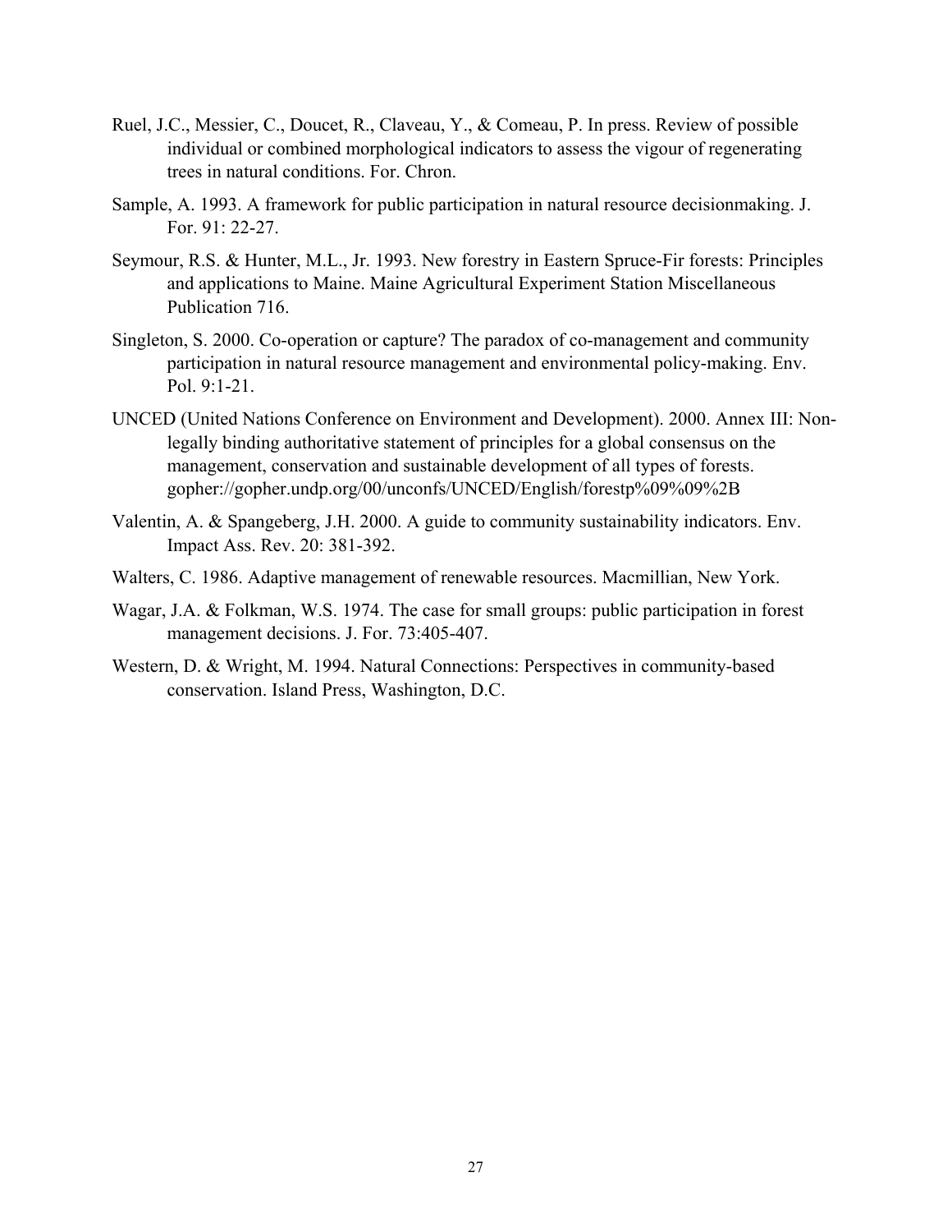Ruel, J.C., Messier, C., Doucet, R., Claveau, Y., & Comeau, P. In press. Review of possible individual or combined morphological indicators to assess the vigour of regenerating trees in natural conditions. For. Chron.

Sample, A. 1993. A framework for public participation in natural resource decisionmaking. J. For. 91: 22-27.

Seymour, R.S. & Hunter, M.L., Jr. 1993. New forestry in Eastern Spruce-Fir forests: Principles and applications to Maine. Maine Agricultural Experiment Station Miscellaneous Publication 716.

Singleton, S. 2000. Co-operation or capture? The paradox of co-management and community participation in natural resource management and environmental policy-making. Env. Pol. 9:1-21.

UNCED (United Nations Conference on Environment and Development). 2000. Annex III: Non-legally binding authoritative statement of principles for a global consensus on the management, conservation and sustainable development of all types of forests. gopher://gopher.undp.org/00/unconfs/UNCED/English/forestp%09%09%2B

Valentin, A. & Spangeberg, J.H. 2000. A guide to community sustainability indicators. Env. Impact Ass. Rev. 20: 381-392.

Walters, C. 1986. Adaptive management of renewable resources. Macmillian, New York.

Wagar, J.A. & Folkman, W.S. 1974. The case for small groups: public participation in forest management decisions. J. For. 73:405-407.

Western, D. & Wright, M. 1994. Natural Connections: Perspectives in community-based conservation. Island Press, Washington, D.C.